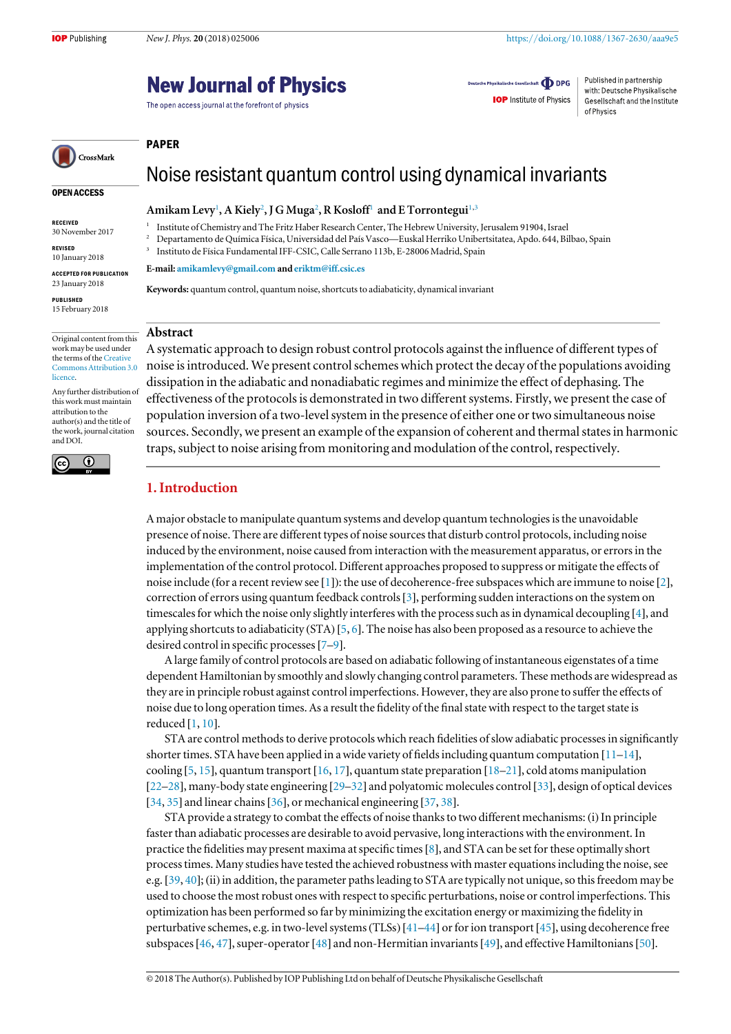PAPER

# Noise resistant quantum control using dynamical invariants

**Amikam Levy**[1], **A Kiely**[2], **J G Muga**[2], **R Kosloff**[1] and **E Torrontegui**[1,3]

[1] Institute of Chemistry and The Fritz Haber Research Center, The Hebrew University, Jerusalem 91904, Israel

[2] Departamento de Química Física, Universidad del País Vasco—Euskal Herriko Unibertsitatea, Apdo. 644, Bilbao, Spain

[3] Instituto de Física Fundamental IFF-CSIC, Calle Serrano 113b, E-28006 Madrid, Spain

**E-mail:** amikamlevy@gmail.com and eriktm@iff.csic.es

**Keywords:** quantum control, quantum noise, shortcuts to adiabaticity, dynamical invariant

OPEN ACCESS

RECEIVED
30 November 2017

REVISED
10 January 2018

ACCEPTED FOR PUBLICATION
23 January 2018

PUBLISHED
15 February 2018

Original content from this work may be used under the terms of the Creative Commons Attribution 3.0 licence.

Any further distribution of this work must maintain attribution to the author(s) and the title of the work, journal citation and DOI.

## Abstract

A systematic approach to design robust control protocols against the influence of different types of noise is introduced. We present control schemes which protect the decay of the populations avoiding dissipation in the adiabatic and nonadiabatic regimes and minimize the effect of dephasing. The effectiveness of the protocols is demonstrated in two different systems. Firstly, we present the case of population inversion of a two-level system in the presence of either one or two simultaneous noise sources. Secondly, we present an example of the expansion of coherent and thermal states in harmonic traps, subject to noise arising from monitoring and modulation of the control, respectively.

## 1. Introduction

A major obstacle to manipulate quantum systems and develop quantum technologies is the unavoidable presence of noise. There are different types of noise sources that disturb control protocols, including noise induced by the environment, noise caused from interaction with the measurement apparatus, or errors in the implementation of the control protocol. Different approaches proposed to suppress or mitigate the effects of noise include (for a recent review see [1]): the use of decoherence-free subspaces which are immune to noise [2], correction of errors using quantum feedback controls [3], performing sudden interactions on the system on timescales for which the noise only slightly interferes with the process such as in dynamical decoupling [4], and applying shortcuts to adiabaticity (STA) [5, 6]. The noise has also been proposed as a resource to achieve the desired control in specific processes [7–9].

A large family of control protocols are based on adiabatic following of instantaneous eigenstates of a time dependent Hamiltonian by smoothly and slowly changing control parameters. These methods are widespread as they are in principle robust against control imperfections. However, they are also prone to suffer the effects of noise due to long operation times. As a result the fidelity of the final state with respect to the target state is reduced [1, 10].

STA are control methods to derive protocols which reach fidelities of slow adiabatic processes in significantly shorter times. STA have been applied in a wide variety of fields including quantum computation [11–14], cooling [5, 15], quantum transport [16, 17], quantum state preparation [18–21], cold atoms manipulation [22–28], many-body state engineering [29–32] and polyatomic molecules control [33], design of optical devices [34, 35] and linear chains [36], or mechanical engineering [37, 38].

STA provide a strategy to combat the effects of noise thanks to two different mechanisms: (i) In principle faster than adiabatic processes are desirable to avoid pervasive, long interactions with the environment. In practice the fidelities may present maxima at specific times [8], and STA can be set for these optimally short process times. Many studies have tested the achieved robustness with master equations including the noise, see e.g. [39, 40]; (ii) in addition, the parameter paths leading to STA are typically not unique, so this freedom may be used to choose the most robust ones with respect to specific perturbations, noise or control imperfections. This optimization has been performed so far by minimizing the excitation energy or maximizing the fidelity in perturbative schemes, e.g. in two-level systems (TLSs) [41–44] or for ion transport [45], using decoherence free subspaces [46, 47], super-operator [48] and non-Hermitian invariants [49], and effective Hamiltonians [50].

© 2018 The Author(s). Published by IOP Publishing Ltd on behalf of Deutsche Physikalische Gesellschaft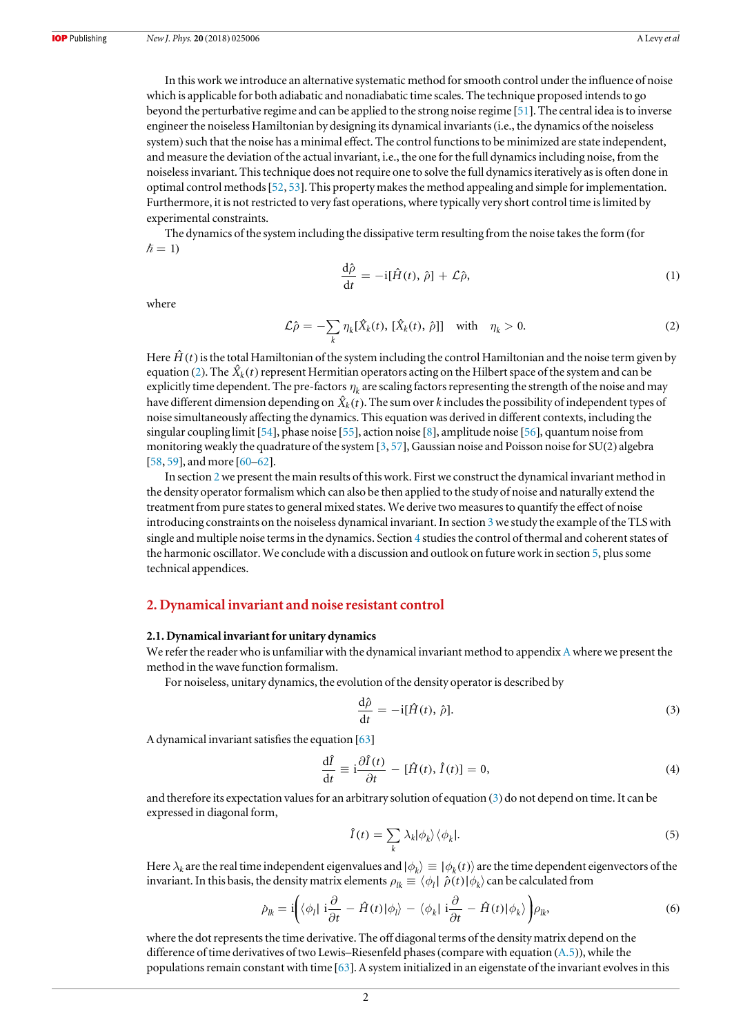In this work we introduce an alternative systematic method for smooth control under the influence of noise which is applicable for both adiabatic and nonadiabatic time scales. The technique proposed intends to go beyond the perturbative regime and can be applied to the strong noise regime [51]. The central idea is to inverse engineer the noiseless Hamiltonian by designing its dynamical invariants (i.e., the dynamics of the noiseless system) such that the noise has a minimal effect. The control functions to be minimized are state independent, and measure the deviation of the actual invariant, i.e., the one for the full dynamics including noise, from the noiseless invariant. This technique does not require one to solve the full dynamics iteratively as is often done in optimal control methods [52, 53]. This property makes the method appealing and simple for implementation. Furthermore, it is not restricted to very fast operations, where typically very short control time is limited by experimental constraints.

The dynamics of the system including the dissipative term resulting from the noise takes the form (for $\hbar = 1$)

$$\frac{d\hat{\rho}}{dt} = -i[\hat{H}(t), \hat{\rho}] + \mathcal{L}\hat{\rho}, \tag{1}$$

where

$$\mathcal{L}\hat{\rho} = -\sum_k \eta_k [\hat{X}_k(t), [\hat{X}_k(t), \hat{\rho}]] \quad \text{with} \quad \eta_k > 0. \tag{2}$$

Here $\hat{H}(t)$ is the total Hamiltonian of the system including the control Hamiltonian and the noise term given by equation (2). The $\hat{X}_k(t)$ represent Hermitian operators acting on the Hilbert space of the system and can be explicitly time dependent. The pre-factors $\eta_k$ are scaling factors representing the strength of the noise and may have different dimension depending on $\hat{X}_k(t)$. The sum over $k$ includes the possibility of independent types of noise simultaneously affecting the dynamics. This equation was derived in different contexts, including the singular coupling limit [54], phase noise [55], action noise [8], amplitude noise [56], quantum noise from monitoring weakly the quadrature of the system [3, 57], Gaussian noise and Poisson noise for SU(2) algebra [58, 59], and more [60–62].

In section 2 we present the main results of this work. First we construct the dynamical invariant method in the density operator formalism which can also be then applied to the study of noise and naturally extend the treatment from pure states to general mixed states. We derive two measures to quantify the effect of noise introducing constraints on the noiseless dynamical invariant. In section 3 we study the example of the TLS with single and multiple noise terms in the dynamics. Section 4 studies the control of thermal and coherent states of the harmonic oscillator. We conclude with a discussion and outlook on future work in section 5, plus some technical appendices.

## 2. Dynamical invariant and noise resistant control

### 2.1. Dynamical invariant for unitary dynamics

We refer the reader who is unfamiliar with the dynamical invariant method to appendix A where we present the method in the wave function formalism.

For noiseless, unitary dynamics, the evolution of the density operator is described by

$$\frac{d\hat{\rho}}{dt} = -i[\hat{H}(t), \hat{\rho}]. \tag{3}$$

A dynamical invariant satisfies the equation [63]

$$\frac{d\hat{I}}{dt} \equiv i\frac{\partial \hat{I}(t)}{\partial t} - [\hat{H}(t), \hat{I}(t)] = 0, \tag{4}$$

and therefore its expectation values for an arbitrary solution of equation (3) do not depend on time. It can be expressed in diagonal form,

$$\hat{I}(t) = \sum_k \lambda_k |\phi_k\rangle\langle\phi_k|. \tag{5}$$

Here $\lambda_k$ are the real time independent eigenvalues and $|\phi_k\rangle \equiv |\phi_k(t)\rangle$ are the time dependent eigenvectors of the invariant. In this basis, the density matrix elements $\rho_{lk} \equiv \langle\phi_l|\ \hat{\rho}(t)|\phi_k\rangle$ can be calculated from

$$\dot{\rho}_{lk} = i\left(\langle\phi_l|\ i\frac{\partial}{\partial t} - \hat{H}(t)|\phi_l\rangle - \langle\phi_k|\ i\frac{\partial}{\partial t} - \hat{H}(t)|\phi_k\rangle\right)\rho_{lk}, \tag{6}$$

where the dot represents the time derivative. The off diagonal terms of the density matrix depend on the difference of time derivatives of two Lewis–Riesenfeld phases (compare with equation (A.5)), while the populations remain constant with time [63]. A system initialized in an eigenstate of the invariant evolves in this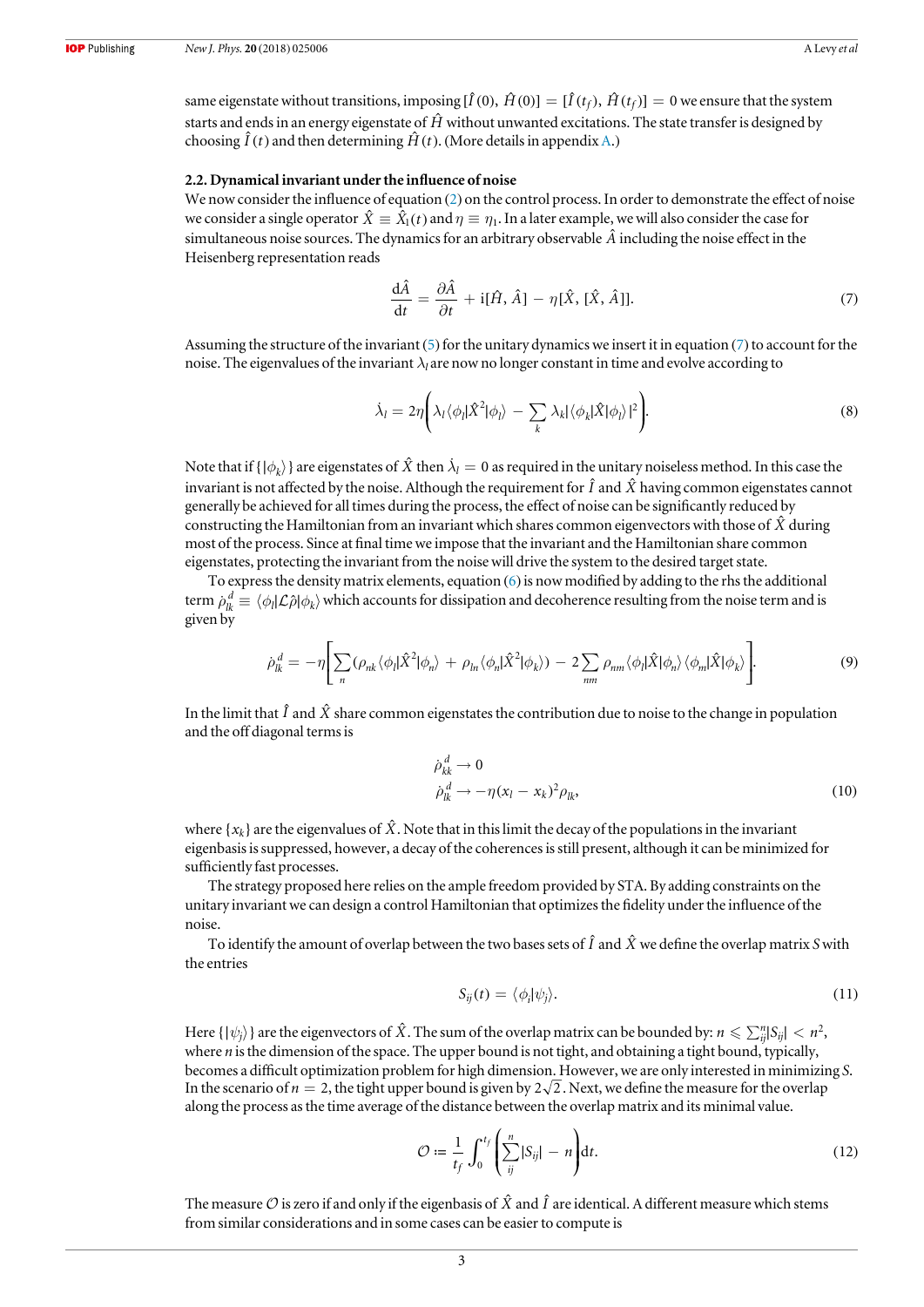same eigenstate without transitions, imposing $[\hat{I}(0), \hat{H}(0)] = [\hat{I}(t_f), \hat{H}(t_f)] = 0$ we ensure that the system starts and ends in an energy eigenstate of $\hat{H}$ without unwanted excitations. The state transfer is designed by choosing $\hat{I}(t)$ and then determining $\hat{H}(t)$. (More details in appendix A.)

### 2.2. Dynamical invariant under the influence of noise

We now consider the influence of equation (2) on the control process. In order to demonstrate the effect of noise we consider a single operator $\hat{X} \equiv \hat{X}_1(t)$ and $\eta \equiv \eta_1$. In a later example, we will also consider the case for simultaneous noise sources. The dynamics for an arbitrary observable $\hat{A}$ including the noise effect in the Heisenberg representation reads

$$\frac{\mathrm{d}\hat{A}}{\mathrm{d}t} = \frac{\partial \hat{A}}{\partial t} + \mathrm{i}[\hat{H}, \hat{A}] - \eta[\hat{X}, [\hat{X}, \hat{A}]]. \tag{7}$$

Assuming the structure of the invariant (5) for the unitary dynamics we insert it in equation (7) to account for the noise. The eigenvalues of the invariant $\lambda_l$ are now no longer constant in time and evolve according to

$$\dot{\lambda}_l = 2\eta\left(\lambda_l \langle \phi_l|\hat{X}^2|\phi_l\rangle - \sum_k \lambda_k |\langle \phi_k|\hat{X}|\phi_l\rangle|^2\right). \tag{8}$$

Note that if $\{|\phi_k\rangle\}$ are eigenstates of $\hat{X}$ then $\dot{\lambda}_l = 0$ as required in the unitary noiseless method. In this case the invariant is not affected by the noise. Although the requirement for $\hat{I}$ and $\hat{X}$ having common eigenstates cannot generally be achieved for all times during the process, the effect of noise can be significantly reduced by constructing the Hamiltonian from an invariant which shares common eigenvectors with those of $\hat{X}$ during most of the process. Since at final time we impose that the invariant and the Hamiltonian share common eigenstates, protecting the invariant from the noise will drive the system to the desired target state.

To express the density matrix elements, equation (6) is now modified by adding to the rhs the additional term $\dot{\rho}_{lk}^d \equiv \langle \phi_l|\mathcal{L}\hat{\rho}|\phi_k\rangle$ which accounts for dissipation and decoherence resulting from the noise term and is given by

$$\dot{\rho}_{lk}^d = -\eta\left[\sum_n (\rho_{nk}\langle \phi_l|\hat{X}^2|\phi_n\rangle + \rho_{ln}\langle \phi_n|\hat{X}^2|\phi_k\rangle) - 2\sum_{nm} \rho_{nm}\langle \phi_l|\hat{X}|\phi_n\rangle\langle \phi_m|\hat{X}|\phi_k\rangle\right]. \tag{9}$$

In the limit that $\hat{I}$ and $\hat{X}$ share common eigenstates the contribution due to noise to the change in population and the off diagonal terms is

$$\begin{aligned} \dot{\rho}_{kk}^d &\to 0 \\ \dot{\rho}_{lk}^d &\to -\eta(x_l - x_k)^2 \rho_{lk}, \end{aligned} \tag{10}$$

where $\{x_k\}$ are the eigenvalues of $\hat{X}$. Note that in this limit the decay of the populations in the invariant eigenbasis is suppressed, however, a decay of the coherences is still present, although it can be minimized for sufficiently fast processes.

The strategy proposed here relies on the ample freedom provided by STA. By adding constraints on the unitary invariant we can design a control Hamiltonian that optimizes the fidelity under the influence of the noise.

To identify the amount of overlap between the two bases sets of $\hat{I}$ and $\hat{X}$ we define the overlap matrix $S$ with the entries

$$S_{ij}(t) = \langle \phi_i|\psi_j\rangle. \tag{11}$$

Here $\{|\psi_j\rangle\}$ are the eigenvectors of $\hat{X}$. The sum of the overlap matrix can be bounded by: $n \leqslant \sum_{ij}^n |S_{ij}| < n^2$, where $n$ is the dimension of the space. The upper bound is not tight, and obtaining a tight bound, typically, becomes a difficult optimization problem for high dimension. However, we are only interested in minimizing $S$. In the scenario of $n = 2$, the tight upper bound is given by $2\sqrt{2}$. Next, we define the measure for the overlap along the process as the time average of the distance between the overlap matrix and its minimal value.

$$\mathcal{O} := \frac{1}{t_f}\int_0^{t_f}\left(\sum_{ij}^n |S_{ij}| - n\right)\mathrm{d}t. \tag{12}$$

The measure $\mathcal{O}$ is zero if and only if the eigenbasis of $\hat{X}$ and $\hat{I}$ are identical. A different measure which stems from similar considerations and in some cases can be easier to compute is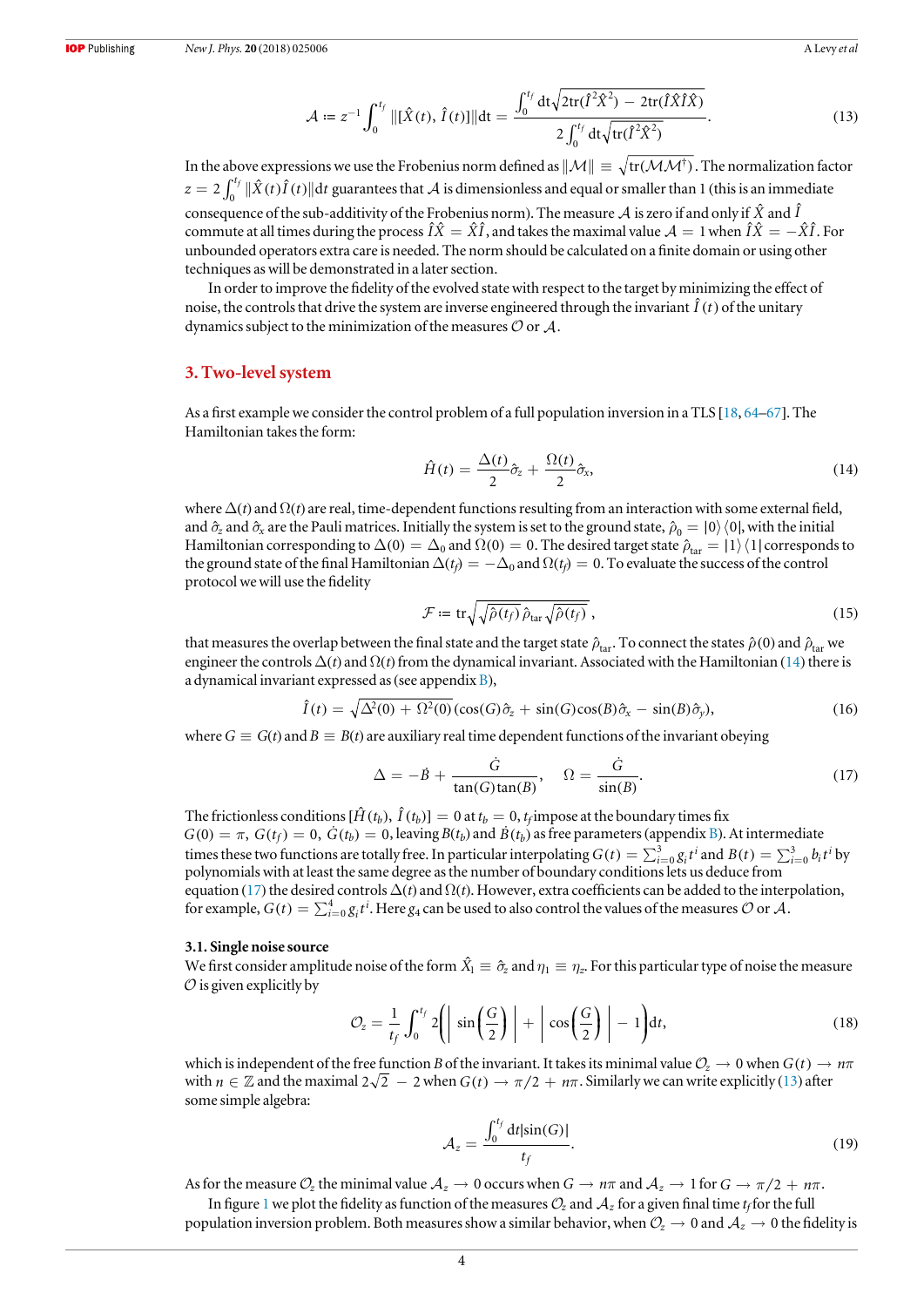$$\mathcal{A} := z^{-1} \int_0^{t_f} \|[\hat{X}(t), \hat{I}(t)]\| \mathrm{d}t = \frac{\int_0^{t_f} \mathrm{d}t \sqrt{2\mathrm{tr}(\hat{I}^2 \hat{X}^2) - 2\mathrm{tr}(\hat{I}\hat{X}\hat{I}\hat{X})}}{2 \int_0^{t_f} \mathrm{d}t \sqrt{\mathrm{tr}(\hat{I}^2 \hat{X}^2)}}. \tag{13}$$

In the above expressions we use the Frobenius norm defined as $\|\mathcal{M}\| \equiv \sqrt{\mathrm{tr}(\mathcal{M}\mathcal{M}^\dagger)}$. The normalization factor $z = 2\int_0^{t_f} \|\hat{X}(t)\hat{I}(t)\| \mathrm{d}t$ guarantees that $\mathcal{A}$ is dimensionless and equal or smaller than 1 (this is an immediate consequence of the sub-additivity of the Frobenius norm). The measure $\mathcal{A}$ is zero if and only if $\hat{X}$ and $\hat{I}$ commute at all times during the process $\hat{I}\hat{X} = \hat{X}\hat{I}$, and takes the maximal value $\mathcal{A} = 1$ when $\hat{I}\hat{X} = -\hat{X}\hat{I}$. For unbounded operators extra care is needed. The norm should be calculated on a finite domain or using other techniques as will be demonstrated in a later section.

In order to improve the fidelity of the evolved state with respect to the target by minimizing the effect of noise, the controls that drive the system are inverse engineered through the invariant $\hat{I}(t)$ of the unitary dynamics subject to the minimization of the measures $\mathcal{O}$ or $\mathcal{A}$.

## 3. Two-level system

As a first example we consider the control problem of a full population inversion in a TLS [18, 64–67]. The Hamiltonian takes the form:

$$\hat{H}(t) = \frac{\Delta(t)}{2}\hat{\sigma}_z + \frac{\Omega(t)}{2}\hat{\sigma}_x, \tag{14}$$

where $\Delta(t)$ and $\Omega(t)$ are real, time-dependent functions resulting from an interaction with some external field, and $\hat{\sigma}_z$ and $\hat{\sigma}_x$ are the Pauli matrices. Initially the system is set to the ground state, $\hat{\rho}_0 = |0\rangle\langle 0|$, with the initial Hamiltonian corresponding to $\Delta(0) = \Delta_0$ and $\Omega(0) = 0$. The desired target state $\hat{\rho}_{\mathrm{tar}} = |1\rangle\langle 1|$ corresponds to the ground state of the final Hamiltonian $\Delta(t_f) = -\Delta_0$ and $\Omega(t_f) = 0$. To evaluate the success of the control protocol we will use the fidelity

$$\mathcal{F} := \mathrm{tr}\sqrt{\sqrt{\hat{\rho}(t_f)}\,\hat{\rho}_{\mathrm{tar}}\sqrt{\hat{\rho}(t_f)}}, \tag{15}$$

that measures the overlap between the final state and the target state $\hat{\rho}_{\mathrm{tar}}$. To connect the states $\hat{\rho}(0)$ and $\hat{\rho}_{\mathrm{tar}}$ we engineer the controls $\Delta(t)$ and $\Omega(t)$ from the dynamical invariant. Associated with the Hamiltonian (14) there is a dynamical invariant expressed as (see appendix B),

$$\hat{I}(t) = \sqrt{\Delta^2(0) + \Omega^2(0)}\,(\cos(G)\hat{\sigma}_z + \sin(G)\cos(B)\hat{\sigma}_x - \sin(B)\hat{\sigma}_y), \tag{16}$$

where $G \equiv G(t)$ and $B \equiv B(t)$ are auxiliary real time dependent functions of the invariant obeying

$$\Delta = -\dot{B} + \frac{\dot{G}}{\tan(G)\tan(B)}, \quad \Omega = \frac{\dot{G}}{\sin(B)}. \tag{17}$$

The frictionless conditions $[\hat{H}(t_b), \hat{I}(t_b)] = 0$ at $t_b = 0, t_f$ impose at the boundary times fix $G(0) = \pi$, $G(t_f) = 0$, $\dot{G}(t_b) = 0$, leaving $B(t_b)$ and $\dot{B}(t_b)$ as free parameters (appendix B). At intermediate times these two functions are totally free. In particular interpolating $G(t) = \sum_{i=0}^{3} g_i t^i$ and $B(t) = \sum_{i=0}^{3} b_i t^i$ by polynomials with at least the same degree as the number of boundary conditions lets us deduce from equation (17) the desired controls $\Delta(t)$ and $\Omega(t)$. However, extra coefficients can be added to the interpolation, for example, $G(t) = \sum_{i=0}^{4} g_i t^i$. Here $g_4$ can be used to also control the values of the measures $\mathcal{O}$ or $\mathcal{A}$.

### 3.1. Single noise source

We first consider amplitude noise of the form $\hat{X}_1 \equiv \hat{\sigma}_z$ and $\eta_1 \equiv \eta_z$. For this particular type of noise the measure $\mathcal{O}$ is given explicitly by

$$\mathcal{O}_z = \frac{1}{t_f}\int_0^{t_f} 2\left(\left|\sin\left(\frac{G}{2}\right)\right| + \left|\cos\left(\frac{G}{2}\right)\right| - 1\right)\mathrm{d}t, \tag{18}$$

which is independent of the free function $B$ of the invariant. It takes its minimal value $\mathcal{O}_z \to 0$ when $G(t) \to n\pi$ with $n \in \mathbb{Z}$ and the maximal $2\sqrt{2} - 2$ when $G(t) \to \pi/2 + n\pi$. Similarly we can write explicitly (13) after some simple algebra:

$$\mathcal{A}_z = \frac{\int_0^{t_f} \mathrm{d}t|\sin(G)|}{t_f}. \tag{19}$$

As for the measure $\mathcal{O}_z$ the minimal value $\mathcal{A}_z \to 0$ occurs when $G \to n\pi$ and $\mathcal{A}_z \to 1$ for $G \to \pi/2 + n\pi$.

In figure 1 we plot the fidelity as function of the measures $\mathcal{O}_z$ and $\mathcal{A}_z$ for a given final time $t_f$ for the full population inversion problem. Both measures show a similar behavior, when $\mathcal{O}_z \to 0$ and $\mathcal{A}_z \to 0$ the fidelity is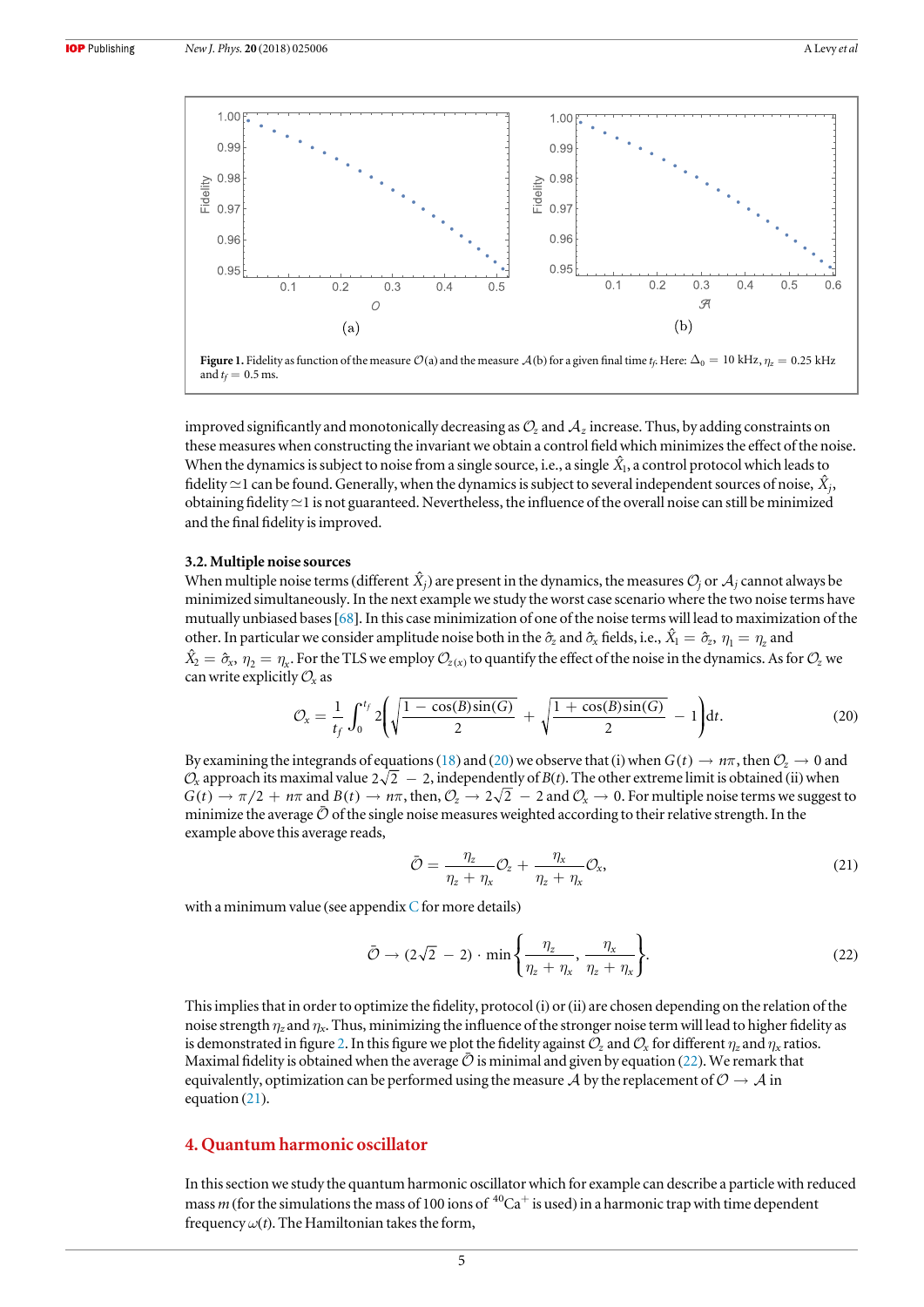**Figure 1.** Fidelity as function of the measure $\mathcal{O}$(a) and the measure $\mathcal{A}$(b) for a given final time $t_f$. Here: $\Delta_0 = 10$ kHz, $\eta_z = 0.25$ kHz and $t_f = 0.5$ ms.

improved significantly and monotonically decreasing as $\mathcal{O}_z$ and $\mathcal{A}_z$ increase. Thus, by adding constraints on these measures when constructing the invariant we obtain a control field which minimizes the effect of the noise. When the dynamics is subject to noise from a single source, i.e., a single $\hat{X}_1$, a control protocol which leads to fidelity $\simeq 1$ can be found. Generally, when the dynamics is subject to several independent sources of noise, $\hat{X}_j$, obtaining fidelity $\simeq 1$ is not guaranteed. Nevertheless, the influence of the overall noise can still be minimized and the final fidelity is improved.

### 3.2. Multiple noise sources

When multiple noise terms (different $\hat{X}_j$) are present in the dynamics, the measures $\mathcal{O}_j$ or $\mathcal{A}_j$ cannot always be minimized simultaneously. In the next example we study the worst case scenario where the two noise terms have mutually unbiased bases [68]. In this case minimization of one of the noise terms will lead to maximization of the other. In particular we consider amplitude noise both in the $\hat{\sigma}_z$ and $\hat{\sigma}_x$ fields, i.e., $\hat{X}_1 = \hat{\sigma}_z$, $\eta_1 = \eta_z$ and $\hat{X}_2 = \hat{\sigma}_x$, $\eta_2 = \eta_x$. For the TLS we employ $\mathcal{O}_{z(x)}$ to quantify the effect of the noise in the dynamics. As for $\mathcal{O}_z$ we can write explicitly $\mathcal{O}_x$ as

$$\mathcal{O}_x = \frac{1}{t_f}\int_0^{t_f} 2\left(\sqrt{\frac{1-\cos(B)\sin(G)}{2}} + \sqrt{\frac{1+\cos(B)\sin(G)}{2}} - 1\right)\mathrm{d}t. \tag{20}$$

By examining the integrands of equations (18) and (20) we observe that (i) when $G(t) \to n\pi$, then $\mathcal{O}_z \to 0$ and $\mathcal{O}_x$ approach its maximal value $2\sqrt{2} - 2$, independently of $B(t)$. The other extreme limit is obtained (ii) when $G(t) \to \pi/2 + n\pi$ and $B(t) \to n\pi$, then, $\mathcal{O}_z \to 2\sqrt{2} - 2$ and $\mathcal{O}_x \to 0$. For multiple noise terms we suggest to minimize the average $\bar{\mathcal{O}}$ of the single noise measures weighted according to their relative strength. In the example above this average reads,

$$\bar{\mathcal{O}} = \frac{\eta_z}{\eta_z + \eta_x}\mathcal{O}_z + \frac{\eta_x}{\eta_z + \eta_x}\mathcal{O}_x, \tag{21}$$

with a minimum value (see appendix C for more details)

$$\bar{\mathcal{O}} \to (2\sqrt{2} - 2)\cdot \min\left\{\frac{\eta_z}{\eta_z + \eta_x}, \frac{\eta_x}{\eta_z + \eta_x}\right\}. \tag{22}$$

This implies that in order to optimize the fidelity, protocol (i) or (ii) are chosen depending on the relation of the noise strength $\eta_z$ and $\eta_x$. Thus, minimizing the influence of the stronger noise term will lead to higher fidelity as is demonstrated in figure 2. In this figure we plot the fidelity against $\mathcal{O}_z$ and $\mathcal{O}_x$ for different $\eta_z$ and $\eta_x$ ratios. Maximal fidelity is obtained when the average $\bar{\mathcal{O}}$ is minimal and given by equation (22). We remark that equivalently, optimization can be performed using the measure $\mathcal{A}$ by the replacement of $\mathcal{O} \to \mathcal{A}$ in equation (21).

## 4. Quantum harmonic oscillator

In this section we study the quantum harmonic oscillator which for example can describe a particle with reduced mass $m$ (for the simulations the mass of 100 ions of $^{40}Ca^{+}$ is used) in a harmonic trap with time dependent frequency $\omega(t)$. The Hamiltonian takes the form,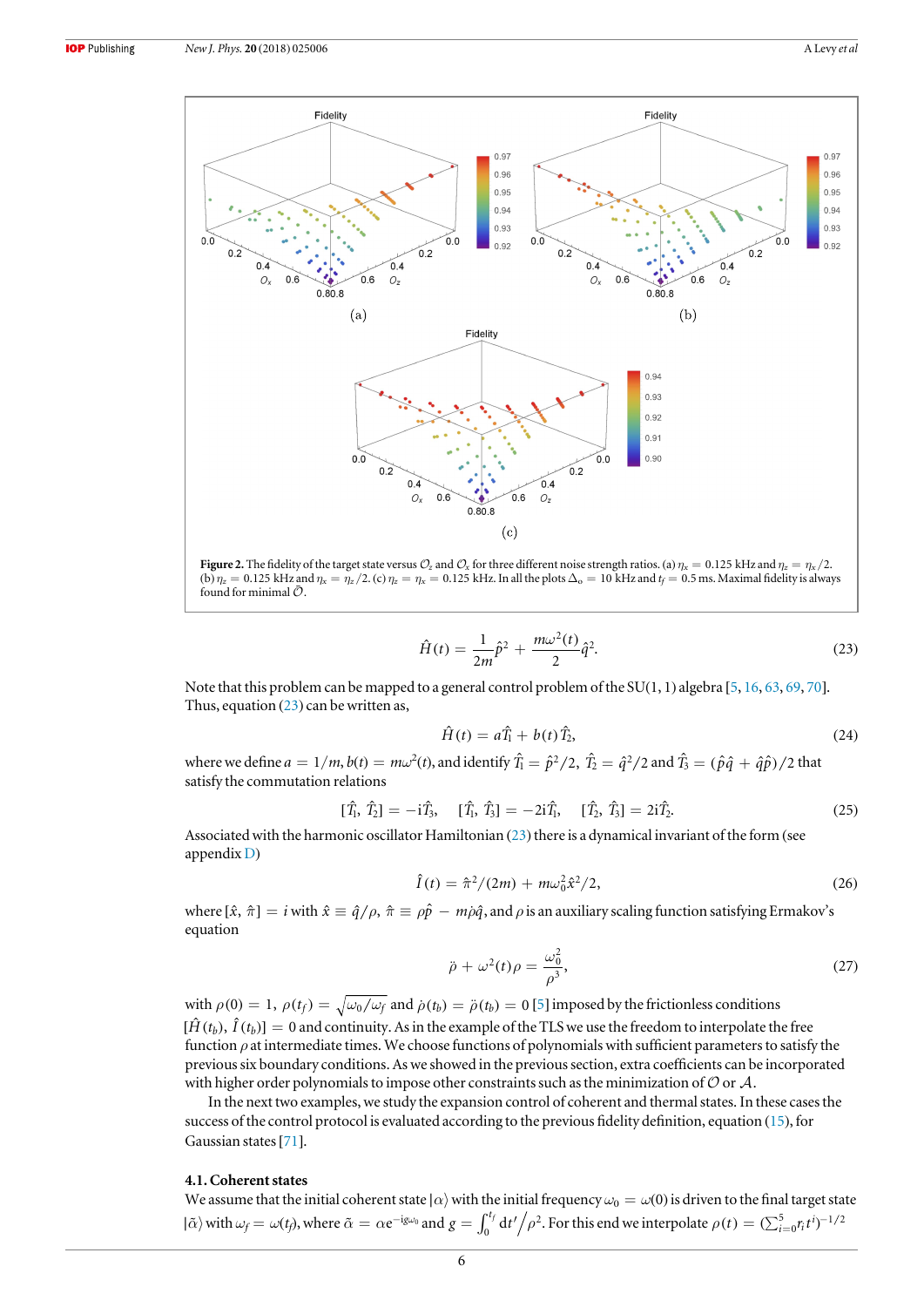**Figure 2.** The fidelity of the target state versus $\mathcal{O}_z$ and $\mathcal{O}_x$ for three different noise strength ratios. (a) $\eta_x = 0.125$ kHz and $\eta_z = \eta_x/2$. (b) $\eta_z = 0.125$ kHz and $\eta_x = \eta_z/2$. (c) $\eta_z = \eta_x = 0.125$ kHz. In all the plots $\Delta_o = 10$ kHz and $t_f = 0.5$ ms. Maximal fidelity is always found for minimal $\bar{\mathcal{O}}$.

$$\hat{H}(t) = \frac{1}{2m}\hat{p}^2 + \frac{m\omega^2(t)}{2}\hat{q}^2. \tag{23}$$

Note that this problem can be mapped to a general control problem of the SU(1, 1) algebra [5, 16, 63, 69, 70]. Thus, equation (23) can be written as,

$$\hat{H}(t) = a\hat{T}_1 + b(t)\hat{T}_2, \tag{24}$$

where we define $a = 1/m, b(t) = m\omega^2(t)$, and identify $\hat{T}_1 = \hat{p}^2/2$, $\hat{T}_2 = \hat{q}^2/2$ and $\hat{T}_3 = (\hat{p}\hat{q} + \hat{q}\hat{p})/2$ that satisfy the commutation relations

$$[\hat{T}_1, \hat{T}_2] = -\mathrm{i}\hat{T}_3, \quad [\hat{T}_1, \hat{T}_3] = -2\mathrm{i}\hat{T}_1, \quad [\hat{T}_2, \hat{T}_3] = 2\mathrm{i}\hat{T}_2. \tag{25}$$

Associated with the harmonic oscillator Hamiltonian (23) there is a dynamical invariant of the form (see appendix D)

$$\hat{I}(t) = \hat{\pi}^2/(2m) + m\omega_0^2\hat{x}^2/2, \tag{26}$$

where $[\hat{x}, \hat{\pi}] = i$ with $\hat{x} \equiv \hat{q}/\rho$, $\hat{\pi} \equiv \rho\hat{p} - m\dot{\rho}\hat{q}$, and $\rho$ is an auxiliary scaling function satisfying Ermakov's equation

$$\ddot{\rho} + \omega^2(t)\rho = \frac{\omega_0^2}{\rho^3}, \tag{27}$$

with $\rho(0) = 1$, $\rho(t_f) = \sqrt{\omega_0/\omega_f}$ and $\dot{\rho}(t_b) = \ddot{\rho}(t_b) = 0$ [5] imposed by the frictionless conditions $[\hat{H}(t_b), \hat{I}(t_b)] = 0$ and continuity. As in the example of the TLS we use the freedom to interpolate the free function $\rho$ at intermediate times. We choose functions of polynomials with sufficient parameters to satisfy the previous six boundary conditions. As we showed in the previous section, extra coefficients can be incorporated with higher order polynomials to impose other constraints such as the minimization of $\mathcal{O}$ or $\mathcal{A}$.

In the next two examples, we study the expansion control of coherent and thermal states. In these cases the success of the control protocol is evaluated according to the previous fidelity definition, equation (15), for Gaussian states [71].

### 4.1. Coherent states

We assume that the initial coherent state $|\alpha\rangle$ with the initial frequency $\omega_0 = \omega(0)$ is driven to the final target state $|\tilde{\alpha}\rangle$ with $\omega_f = \omega(t_f)$, where $\tilde{\alpha} = \alpha e^{-\mathrm{i}g\omega_0}$ and $g = \int_0^{t_f} \mathrm{d}t'/\rho^2$. For this end we interpolate $\rho(t) = (\sum_{i=0}^{5} r_i t^i)^{-1/2}$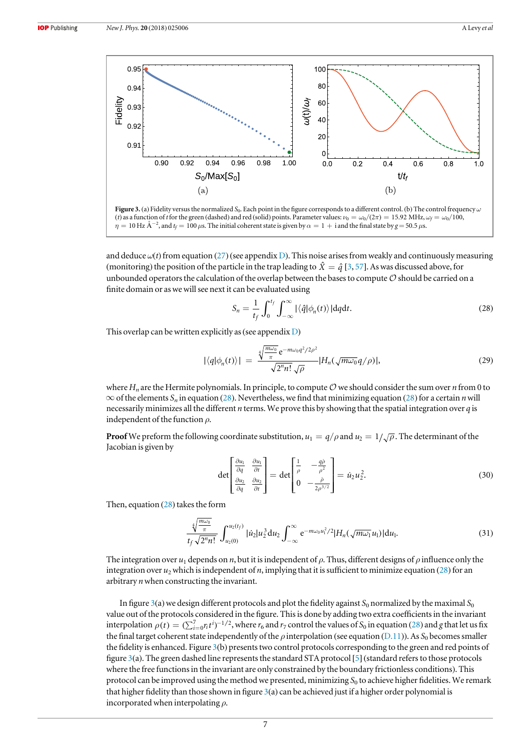**Figure 3.** (a) Fidelity versus the normalized $S_0$. Each point in the figure corresponds to a different control. (b) The control frequency $\omega(t)$ as a function of $t$ for the green (dashed) and red (solid) points. Parameter values: $\nu_0 = \omega_0/(2\pi) = 15.92$ MHz, $\omega_f = \omega_0/100$, $\eta = 10$ Hz Å$^{-2}$, and $t_f = 100$ $\mu$s. The initial coherent state is given by $\alpha = 1 + \mathrm{i}$ and the final state by $g = 50.5$ $\mu$s.

and deduce $\omega(t)$ from equation (27) (see appendix D). This noise arises from weakly and continuously measuring (monitoring) the position of the particle in the trap leading to $\hat{X} = \hat{q}$ [3, 57]. As was discussed above, for unbounded operators the calculation of the overlap between the bases to compute $\mathcal{O}$ should be carried on a finite domain or as we will see next it can be evaluated using

$$S_n = \frac{1}{t_f}\int_0^{t_f}\int_{-\infty}^{\infty} |\langle \hat{q}|\phi_n(t)\rangle| \mathrm{d}q\mathrm{d}t. \tag{28}$$

This overlap can be written explicitly as (see appendix D)

$$|\langle q|\phi_n(t)\rangle| = \frac{\sqrt[4]{\frac{m\omega_0}{\pi}}\,\mathrm{e}^{-m\omega_0 q^2/2\rho^2}}{\sqrt{2^n n!}\sqrt{\rho}} |H_n(\sqrt{m\omega_0}\,q/\rho)|, \tag{29}$$

where $H_n$ are the Hermite polynomials. In principle, to compute $\mathcal{O}$ we should consider the sum over $n$ from 0 to $\infty$ of the elements $S_n$ in equation (28). Nevertheless, we find that minimizing equation (28) for a certain $n$ will necessarily minimizes all the different $n$ terms. We prove this by showing that the spatial integration over $q$ is independent of the function $\rho$.

**Proof** We preform the following coordinate substitution, $u_1 = q/\rho$ and $u_2 = 1/\sqrt{\rho}$. The determinant of the Jacobian is given by

$$\det\begin{bmatrix} \frac{\partial u_1}{\partial q} & \frac{\partial u_1}{\partial t} \\ \frac{\partial u_2}{\partial q} & \frac{\partial u_2}{\partial t} \end{bmatrix} = \det\begin{bmatrix} \frac{1}{\rho} & -\frac{q\dot{\rho}}{\rho^2} \\ 0 & -\frac{\dot{\rho}}{2\rho^{3/2}} \end{bmatrix} = \dot{u}_2 u_2^2. \tag{30}$$

Then, equation (28) takes the form

$$\frac{\sqrt[4]{\frac{m\omega_0}{\pi}}}{t_f\sqrt{2^n n!}}\int_{u_2(0)}^{u_2(t_f)} |\dot{u}_2| u_2^3 \mathrm{d}u_2 \int_{-\infty}^{\infty} \mathrm{e}^{-m\omega_0 u_1^2/2} |H_n(\sqrt{m\omega_1}\,u_1)| \mathrm{d}u_1. \tag{31}$$

The integration over $u_1$ depends on $n$, but it is independent of $\rho$. Thus, different designs of $\rho$ influence only the integration over $u_2$ which is independent of $n$, implying that it is sufficient to minimize equation (28) for an arbitrary $n$ when constructing the invariant.

In figure 3(a) we design different protocols and plot the fidelity against $S_0$ normalized by the maximal $S_0$ value out of the protocols considered in the figure. This is done by adding two extra coefficients in the invariant interpolation $\rho(t) = (\sum_{i=0}^{7} r_i t^i)^{-1/2}$, where $r_6$ and $r_7$ control the values of $S_0$ in equation (28) and $g$ that let us fix the final target coherent state independently of the $\rho$ interpolation (see equation (D.11)). As $S_0$ becomes smaller the fidelity is enhanced. Figure 3(b) presents two control protocols corresponding to the green and red points of figure 3(a). The green dashed line represents the standard STA protocol [5] (standard refers to those protocols where the free functions in the invariant are only constrained by the boundary frictionless conditions). This protocol can be improved using the method we presented, minimizing $S_0$ to achieve higher fidelities. We remark that higher fidelity than those shown in figure 3(a) can be achieved just if a higher order polynomial is incorporated when interpolating $\rho$.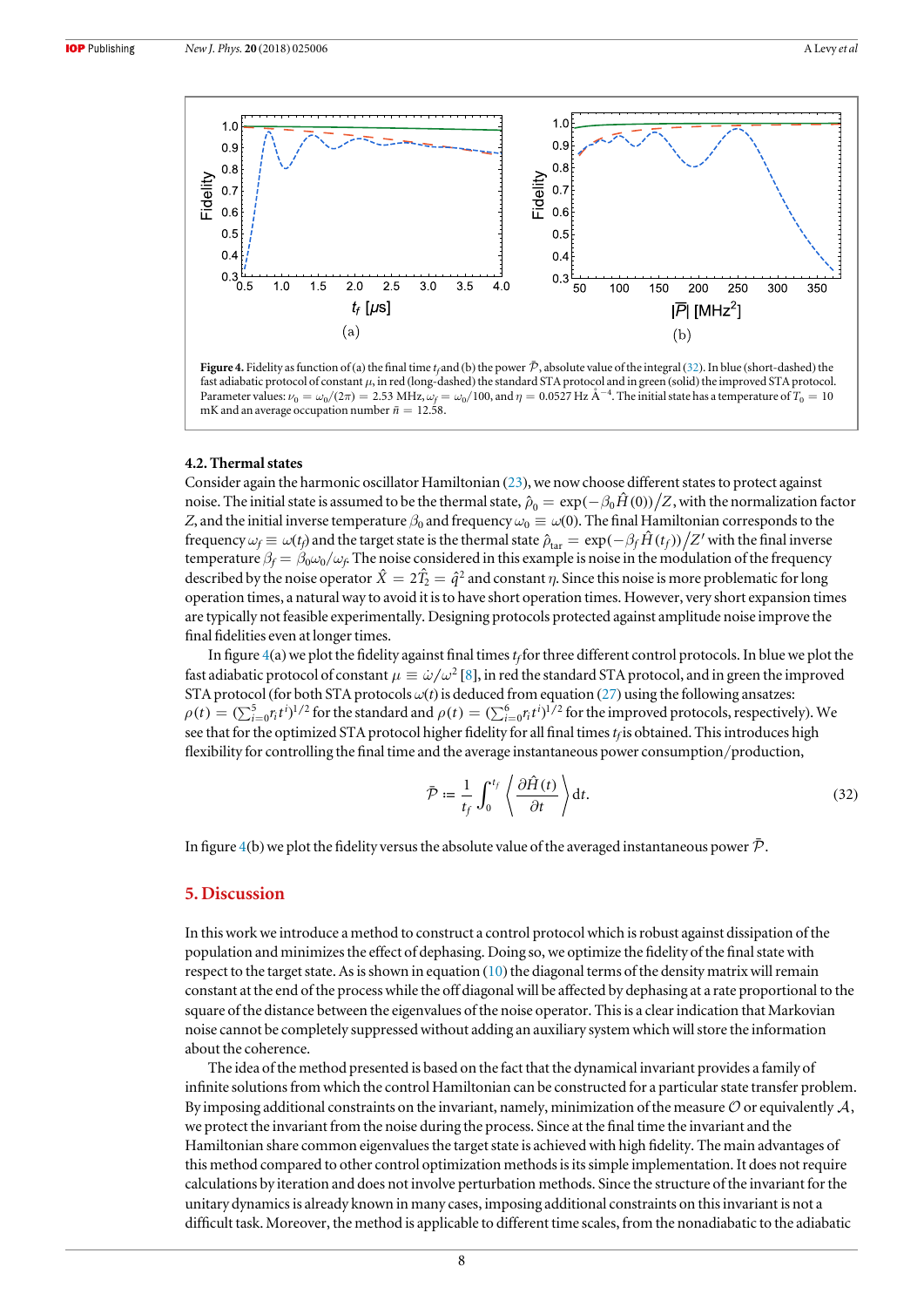**Figure 4.** Fidelity as function of (a) the final time $t_f$ and (b) the power $\bar{\mathcal{P}}$, absolute value of the integral (32). In blue (short-dashed) the fast adiabatic protocol of constant $\mu$, in red (long-dashed) the standard STA protocol and in green (solid) the improved STA protocol. Parameter values: $\nu_0 = \omega_0/(2\pi) = 2.53$ MHz, $\omega_f = \omega_0/100$, and $\eta = 0.0527$ Hz Å$^{-4}$. The initial state has a temperature of $T_0 = 10$ mK and an average occupation number $\bar{n} = 12.58$.

### 4.2. Thermal states

Consider again the harmonic oscillator Hamiltonian (23), we now choose different states to protect against noise. The initial state is assumed to be the thermal state, $\hat{\rho}_0 = \exp(-\beta_0 \hat{H}(0))/Z$, with the normalization factor $Z$, and the initial inverse temperature $\beta_0$ and frequency $\omega_0 \equiv \omega(0)$. The final Hamiltonian corresponds to the frequency $\omega_f \equiv \omega(t_f)$ and the target state is the thermal state $\hat{\rho}_{\text{tar}} = \exp(-\beta_f \hat{H}(t_f))/Z'$ with the final inverse temperature $\beta_f = \beta_0 \omega_0/\omega_f$. The noise considered in this example is noise in the modulation of the frequency described by the noise operator $\hat{X} = 2\hat{T}_2 = \hat{q}^2$ and constant $\eta$. Since this noise is more problematic for long operation times, a natural way to avoid it is to have short operation times. However, very short expansion times are typically not feasible experimentally. Designing protocols protected against amplitude noise improve the final fidelities even at longer times.

In figure 4(a) we plot the fidelity against final times $t_f$ for three different control protocols. In blue we plot the fast adiabatic protocol of constant $\mu \equiv \dot{\omega}/\omega^2$ [8], in red the standard STA protocol, and in green the improved STA protocol (for both STA protocols $\omega(t)$ is deduced from equation (27) using the following ansatzes: $\rho(t) = (\sum_{i=0}^{5} r_i t^i)^{1/2}$ for the standard and $\rho(t) = (\sum_{i=0}^{6} r_i t^i)^{1/2}$ for the improved protocols, respectively). We see that for the optimized STA protocol higher fidelity for all final times $t_f$ is obtained. This introduces high flexibility for controlling the final time and the average instantaneous power consumption/production,

$$\bar{\mathcal{P}} := \frac{1}{t_f} \int_0^{t_f} \left\langle \frac{\partial \hat{H}(t)}{\partial t} \right\rangle \mathrm{d}t. \tag{32}$$

In figure 4(b) we plot the fidelity versus the absolute value of the averaged instantaneous power $\bar{\mathcal{P}}$.

## 5. Discussion

In this work we introduce a method to construct a control protocol which is robust against dissipation of the population and minimizes the effect of dephasing. Doing so, we optimize the fidelity of the final state with respect to the target state. As is shown in equation (10) the diagonal terms of the density matrix will remain constant at the end of the process while the off diagonal will be affected by dephasing at a rate proportional to the square of the distance between the eigenvalues of the noise operator. This is a clear indication that Markovian noise cannot be completely suppressed without adding an auxiliary system which will store the information about the coherence.

The idea of the method presented is based on the fact that the dynamical invariant provides a family of infinite solutions from which the control Hamiltonian can be constructed for a particular state transfer problem. By imposing additional constraints on the invariant, namely, minimization of the measure $\mathcal{O}$ or equivalently $\mathcal{A}$, we protect the invariant from the noise during the process. Since at the final time the invariant and the Hamiltonian share common eigenvalues the target state is achieved with high fidelity. The main advantages of this method compared to other control optimization methods is its simple implementation. It does not require calculations by iteration and does not involve perturbation methods. Since the structure of the invariant for the unitary dynamics is already known in many cases, imposing additional constraints on this invariant is not a difficult task. Moreover, the method is applicable to different time scales, from the nonadiabatic to the adiabatic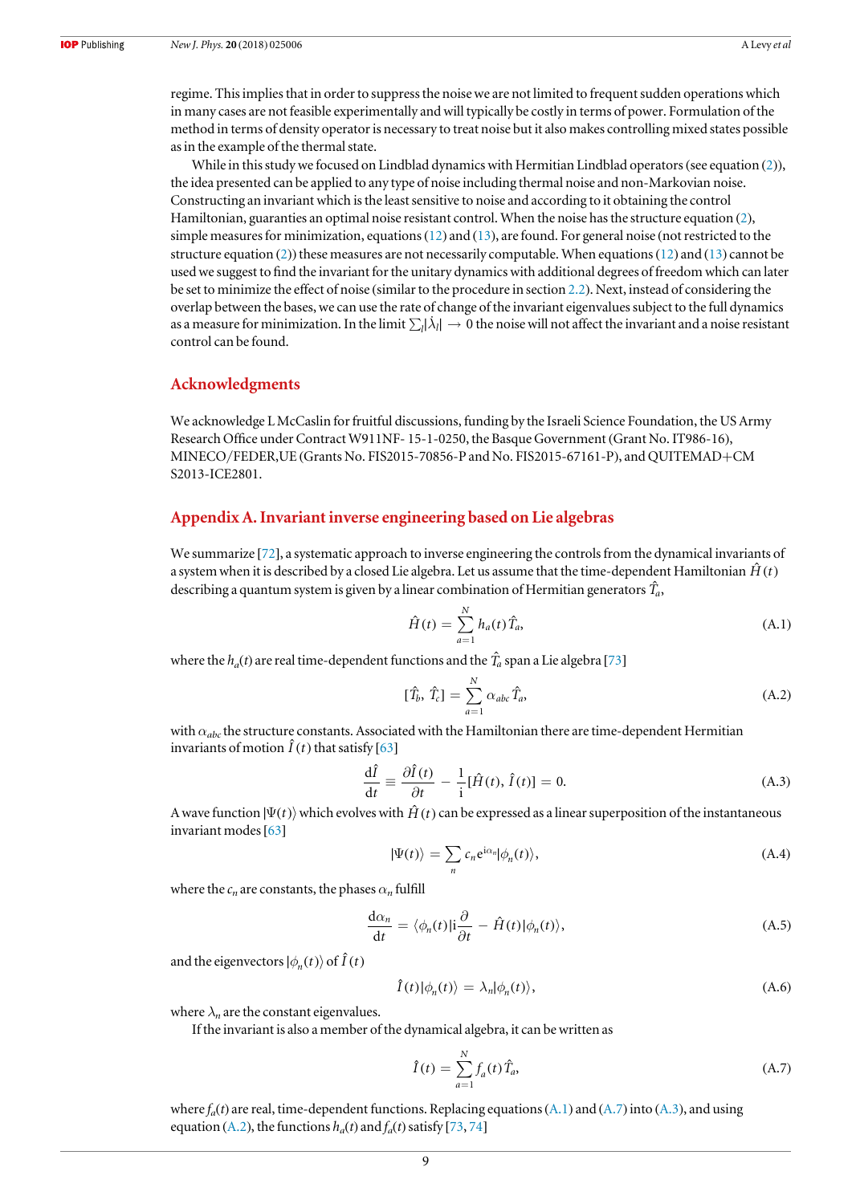regime. This implies that in order to suppress the noise we are not limited to frequent sudden operations which in many cases are not feasible experimentally and will typically be costly in terms of power. Formulation of the method in terms of density operator is necessary to treat noise but it also makes controlling mixed states possible as in the example of the thermal state.

While in this study we focused on Lindblad dynamics with Hermitian Lindblad operators (see equation (2)), the idea presented can be applied to any type of noise including thermal noise and non-Markovian noise. Constructing an invariant which is the least sensitive to noise and according to it obtaining the control Hamiltonian, guaranties an optimal noise resistant control. When the noise has the structure equation (2), simple measures for minimization, equations (12) and (13), are found. For general noise (not restricted to the structure equation (2)) these measures are not necessarily computable. When equations (12) and (13) cannot be used we suggest to find the invariant for the unitary dynamics with additional degrees of freedom which can later be set to minimize the effect of noise (similar to the procedure in section 2.2). Next, instead of considering the overlap between the bases, we can use the rate of change of the invariant eigenvalues subject to the full dynamics as a measure for minimization. In the limit $\sum_l |\dot{\lambda}_l| \to 0$ the noise will not affect the invariant and a noise resistant control can be found.

## Acknowledgments

We acknowledge L McCaslin for fruitful discussions, funding by the Israeli Science Foundation, the US Army Research Office under Contract W911NF- 15-1-0250, the Basque Government (Grant No. IT986-16), MINECO/FEDER,UE (Grants No. FIS2015-70856-P and No. FIS2015-67161-P), and QUITEMAD+CM S2013-ICE2801.

## Appendix A. Invariant inverse engineering based on Lie algebras

We summarize [72], a systematic approach to inverse engineering the controls from the dynamical invariants of a system when it is described by a closed Lie algebra. Let us assume that the time-dependent Hamiltonian $\hat{H}(t)$ describing a quantum system is given by a linear combination of Hermitian generators $\hat{T}_a$,

$$\hat{H}(t) = \sum_{a=1}^{N} h_a(t)\hat{T}_a, \tag{A.1}$$

where the $h_a(t)$ are real time-dependent functions and the $\hat{T}_a$ span a Lie algebra [73]

$$[\hat{T}_b, \hat{T}_c] = \sum_{a=1}^{N} \alpha_{abc}\hat{T}_a, \tag{A.2}$$

with $\alpha_{abc}$ the structure constants. Associated with the Hamiltonian there are time-dependent Hermitian invariants of motion $\hat{I}(t)$ that satisfy [63]

$$\frac{\mathrm{d}\hat{I}}{\mathrm{d}t} \equiv \frac{\partial \hat{I}(t)}{\partial t} - \frac{1}{\mathrm{i}}[\hat{H}(t), \hat{I}(t)] = 0. \tag{A.3}$$

A wave function $|\Psi(t)\rangle$ which evolves with $\hat{H}(t)$ can be expressed as a linear superposition of the instantaneous invariant modes [63]

$$|\Psi(t)\rangle = \sum_n c_n \mathrm{e}^{\mathrm{i}\alpha_n}|\phi_n(t)\rangle, \tag{A.4}$$

where the $c_n$ are constants, the phases $\alpha_n$ fulfill

$$\frac{\mathrm{d}\alpha_n}{\mathrm{d}t} = \langle \phi_n(t)|\mathrm{i}\frac{\partial}{\partial t} - \hat{H}(t)|\phi_n(t)\rangle, \tag{A.5}$$

and the eigenvectors $|\phi_n(t)\rangle$ of $\hat{I}(t)$

$$\hat{I}(t)|\phi_n(t)\rangle = \lambda_n|\phi_n(t)\rangle, \tag{A.6}$$

where $\lambda_n$ are the constant eigenvalues.

If the invariant is also a member of the dynamical algebra, it can be written as

$$\hat{I}(t) = \sum_{a=1}^{N} f_a(t)\hat{T}_a, \tag{A.7}$$

where $f_a(t)$ are real, time-dependent functions. Replacing equations (A.1) and (A.7) into (A.3), and using equation (A.2), the functions $h_a(t)$ and $f_a(t)$ satisfy [73, 74]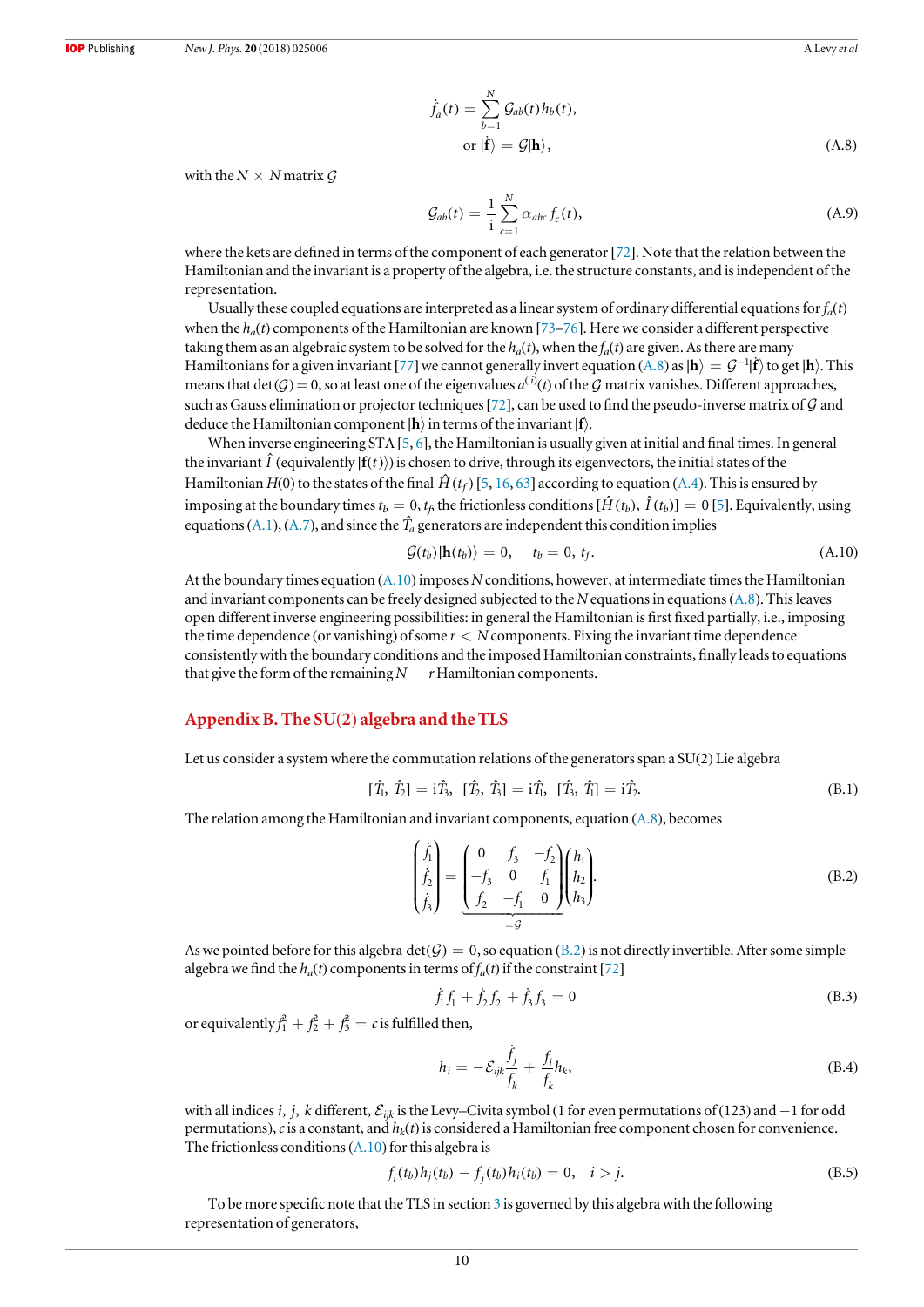$$\dot{f}_a(t) = \sum_{b=1}^{N} \mathcal{G}_{ab}(t) h_b(t),$$
$$\text{or } |\dot{\mathbf{f}}\rangle = \mathcal{G}|\mathbf{h}\rangle, \tag{A.8}$$

with the $N \times N$ matrix $\mathcal{G}$

$$\mathcal{G}_{ab}(t) = \frac{1}{\mathrm{i}} \sum_{c=1}^{N} \alpha_{abc} f_c(t), \tag{A.9}$$

where the kets are defined in terms of the component of each generator [72]. Note that the relation between the Hamiltonian and the invariant is a property of the algebra, i.e. the structure constants, and is independent of the representation.

Usually these coupled equations are interpreted as a linear system of ordinary differential equations for $f_a(t)$ when the $h_a(t)$ components of the Hamiltonian are known [73–76]. Here we consider a different perspective taking them as an algebraic system to be solved for the $h_a(t)$, when the $f_a(t)$ are given. As there are many Hamiltonians for a given invariant [77] we cannot generally invert equation (A.8) as $|\mathbf{h}\rangle = \mathcal{G}^{-1}|\dot{\mathbf{f}}\rangle$ to get $|\mathbf{h}\rangle$. This means that $\det(\mathcal{G}) = 0$, so at least one of the eigenvalues $a^{(i)}(t)$ of the $\mathcal{G}$ matrix vanishes. Different approaches, such as Gauss elimination or projector techniques [72], can be used to find the pseudo-inverse matrix of $\mathcal{G}$ and deduce the Hamiltonian component $|\mathbf{h}\rangle$ in terms of the invariant $|\mathbf{f}\rangle$.

When inverse engineering STA [5, 6], the Hamiltonian is usually given at initial and final times. In general the invariant $\hat{I}$ (equivalently $|\mathbf{f}(t)\rangle$) is chosen to drive, through its eigenvectors, the initial states of the Hamiltonian $H(0)$ to the states of the final $\hat{H}(t_f)$ [5, 16, 63] according to equation (A.4). This is ensured by imposing at the boundary times $t_b = 0, t_f$, the frictionless conditions $[\hat{H}(t_b), \hat{I}(t_b)] = 0$ [5]. Equivalently, using equations (A.1), (A.7), and since the $\hat{T}_a$ generators are independent this condition implies

$$\mathcal{G}(t_b)|\mathbf{h}(t_b)\rangle = 0, \quad t_b = 0, t_f. \tag{A.10}$$

At the boundary times equation (A.10) imposes $N$ conditions, however, at intermediate times the Hamiltonian and invariant components can be freely designed subjected to the $N$ equations in equations (A.8). This leaves open different inverse engineering possibilities: in general the Hamiltonian is first fixed partially, i.e., imposing the time dependence (or vanishing) of some $r < N$ components. Fixing the invariant time dependence consistently with the boundary conditions and the imposed Hamiltonian constraints, finally leads to equations that give the form of the remaining $N - r$ Hamiltonian components.

## Appendix B. The SU(2) algebra and the TLS

Let us consider a system where the commutation relations of the generators span a SU(2) Lie algebra

$$[\hat{T}_1, \hat{T}_2] = \mathrm{i}\hat{T}_3, \; [\hat{T}_2, \hat{T}_3] = \mathrm{i}\hat{T}_1, \; [\hat{T}_3, \hat{T}_1] = \mathrm{i}\hat{T}_2. \tag{B.1}$$

The relation among the Hamiltonian and invariant components, equation (A.8), becomes

$$\begin{pmatrix} \dot{f}_1 \\ \dot{f}_2 \\ \dot{f}_3 \end{pmatrix} = \underbrace{\begin{pmatrix} 0 & f_3 & -f_2 \\ -f_3 & 0 & f_1 \\ f_2 & -f_1 & 0 \end{pmatrix}}_{=\mathcal{G}} \begin{pmatrix} h_1 \\ h_2 \\ h_3 \end{pmatrix}. \tag{B.2}$$

As we pointed before for this algebra $\det(\mathcal{G}) = 0$, so equation (B.2) is not directly invertible. After some simple algebra we find the $h_a(t)$ components in terms of $f_a(t)$ if the constraint [72]

$$\dot{f}_1 f_1 + \dot{f}_2 f_2 + \dot{f}_3 f_3 = 0 \tag{B.3}$$

or equivalently $f_1^2 + f_2^2 + f_3^2 = c$ is fulfilled then,

$$h_i = -\mathcal{E}_{ijk} \frac{\dot{f}_j}{f_k} + \frac{f_i}{f_k} h_k, \tag{B.4}$$

with all indices $i$, $j$, $k$ different, $\mathcal{E}_{ijk}$ is the Levy–Civita symbol (1 for even permutations of (123) and $-1$ for odd permutations), $c$ is a constant, and $h_k(t)$ is considered a Hamiltonian free component chosen for convenience. The frictionless conditions (A.10) for this algebra is

$$f_i(t_b) h_j(t_b) - f_j(t_b) h_i(t_b) = 0, \quad i > j. \tag{B.5}$$

To be more specific note that the TLS in section 3 is governed by this algebra with the following representation of generators,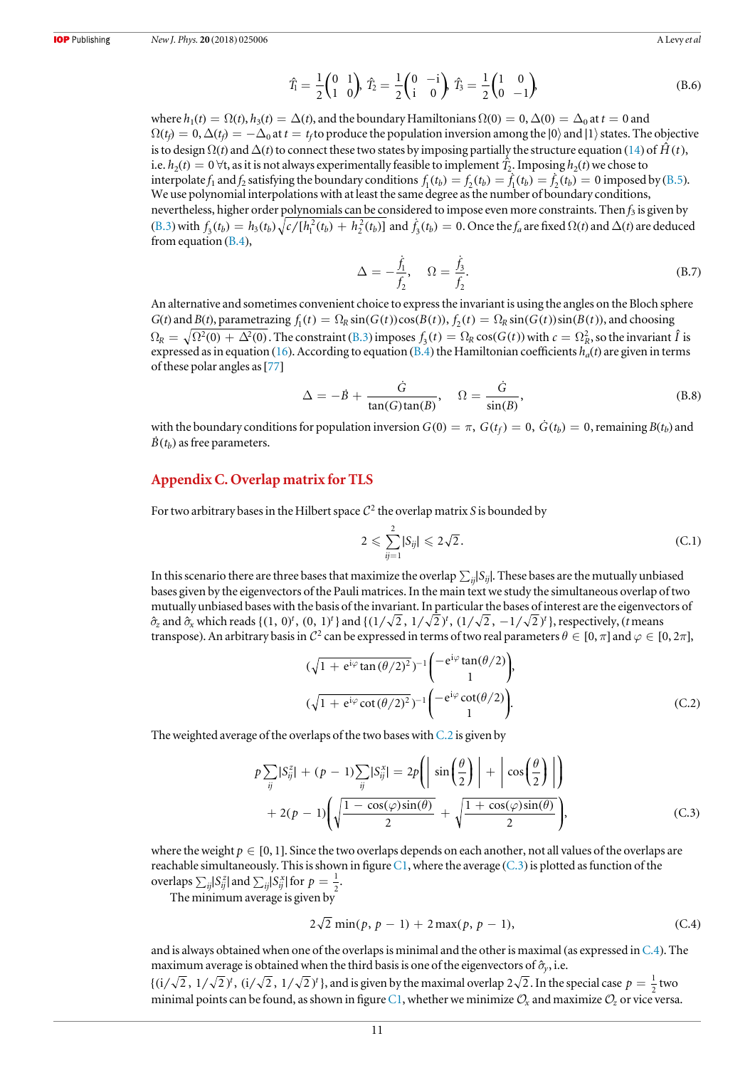$$\hat{T}_1 = \frac{1}{2}\begin{pmatrix} 0 & 1 \\ 1 & 0 \end{pmatrix},\ \hat{T}_2 = \frac{1}{2}\begin{pmatrix} 0 & -\mathrm{i} \\ \mathrm{i} & 0 \end{pmatrix},\ \hat{T}_3 = \frac{1}{2}\begin{pmatrix} 1 & 0 \\ 0 & -1 \end{pmatrix}, \tag{B.6}$$

where $h_1(t) = \Omega(t), h_3(t) = \Delta(t)$, and the boundary Hamiltonians $\Omega(0) = 0, \Delta(0) = \Delta_0$ at $t = 0$ and $\Omega(t_f) = 0, \Delta(t_f) = -\Delta_0$ at $t = t_f$ to produce the population inversion among the $|0\rangle$ and $|1\rangle$ states. The objective is to design $\Omega(t)$ and $\Delta(t)$ to connect these two states by imposing partially the structure equation (14) of $\hat{H}(t)$, i.e. $h_2(t) = 0\ \forall t$, as it is not always experimentally feasible to implement $\hat{T}_2$. Imposing $h_2(t)$ we chose to interpolate $f_1$ and $f_2$ satisfying the boundary conditions $f_1(t_b) = f_2(t_b) = \dot{f}_1(t_b) = \dot{f}_2(t_b) = 0$ imposed by (B.5). We use polynomial interpolations with at least the same degree as the number of boundary conditions, nevertheless, higher order polynomials can be considered to impose even more constraints. Then $f_3$ is given by (B.3) with $f_3(t_b) = h_3(t_b)\sqrt{c/[h_1^2(t_b) + h_2^2(t_b)]}$ and $\dot{f}_3(t_b) = 0$. Once the $f_a$ are fixed $\Omega(t)$ and $\Delta(t)$ are deduced from equation (B.4),

$$\Delta = -\frac{\dot{f}_1}{f_2}, \quad \Omega = \frac{\dot{f}_3}{f_2}. \tag{B.7}$$

An alternative and sometimes convenient choice to express the invariant is using the angles on the Bloch sphere $G(t)$ and $B(t)$, parametrazing $f_1(t) = \Omega_R \sin(G(t))\cos(B(t))$, $f_2(t) = \Omega_R \sin(G(t))\sin(B(t))$, and choosing $\Omega_R = \sqrt{\Omega^2(0) + \Delta^2(0)}$. The constraint (B.3) imposes $f_3(t) = \Omega_R \cos(G(t))$ with $c = \Omega_R^2$, so the invariant $\hat{I}$ is expressed as in equation (16). According to equation (B.4) the Hamiltonian coefficients $h_a(t)$ are given in terms of these polar angles as [77]

$$\Delta = -\dot{B} + \frac{\dot{G}}{\tan(G)\tan(B)}, \quad \Omega = \frac{\dot{G}}{\sin(B)}, \tag{B.8}$$

with the boundary conditions for population inversion $G(0) = \pi$, $G(t_f) = 0$, $\dot{G}(t_b) = 0$, remaining $B(t_b)$ and $\dot{B}(t_b)$ as free parameters.

## Appendix C. Overlap matrix for TLS

For two arbitrary bases in the Hilbert space $\mathcal{C}^2$ the overlap matrix $S$ is bounded by

$$2 \leqslant \sum_{ij=1}^{2} |S_{ij}| \leqslant 2\sqrt{2}. \tag{C.1}$$

In this scenario there are three bases that maximize the overlap $\sum_{ij}|S_{ij}|$. These bases are the mutually unbiased bases given by the eigenvectors of the Pauli matrices. In the main text we study the simultaneous overlap of two mutually unbiased bases with the basis of the invariant. In particular the bases of interest are the eigenvectors of $\hat{\sigma}_z$ and $\hat{\sigma}_x$ which reads $\{(1, 0)^t, (0, 1)^t\}$ and $\{(1/\sqrt{2}, 1/\sqrt{2})^t, (1/\sqrt{2}, -1/\sqrt{2})^t\}$, respectively, ($t$ means transpose). An arbitrary basis in $\mathcal{C}^2$ can be expressed in terms of two real parameters $\theta \in [0, \pi]$ and $\varphi \in [0, 2\pi]$,

$$\begin{aligned} &(\sqrt{1 + \mathrm{e}^{\mathrm{i}\varphi}\tan(\theta/2)^2})^{-1}\begin{pmatrix} -\mathrm{e}^{\mathrm{i}\varphi}\tan(\theta/2) \\ 1 \end{pmatrix}, \\ &(\sqrt{1 + \mathrm{e}^{\mathrm{i}\varphi}\cot(\theta/2)^2})^{-1}\begin{pmatrix} -\mathrm{e}^{\mathrm{i}\varphi}\cot(\theta/2) \\ 1 \end{pmatrix}. \end{aligned} \tag{C.2}$$

The weighted average of the overlaps of the two bases with C.2 is given by

$$\begin{aligned} p\sum_{ij}|S_{ij}^z| + (p-1)\sum_{ij}|S_{ij}^x| = {}& 2p\left(\left|\sin\left(\frac{\theta}{2}\right)\right| + \left|\cos\left(\frac{\theta}{2}\right)\right|\right) \\ &+ 2(p-1)\left(\sqrt{\frac{1 - \cos(\varphi)\sin(\theta)}{2}} + \sqrt{\frac{1 + \cos(\varphi)\sin(\theta)}{2}}\right), \end{aligned} \tag{C.3}$$

where the weight $p \in [0, 1]$. Since the two overlaps depends on each another, not all values of the overlaps are reachable simultaneously. This is shown in figure C1, where the average (C.3) is plotted as function of the overlaps $\sum_{ij}|S_{ij}^z|$ and $\sum_{ij}|S_{ij}^x|$ for $p = \frac{1}{2}$.

The minimum average is given by

$$2\sqrt{2}\,\min(p, p-1) + 2\max(p, p-1), \tag{C.4}$$

and is always obtained when one of the overlaps is minimal and the other is maximal (as expressed in C.4). The maximum average is obtained when the third basis is one of the eigenvectors of $\hat{\sigma}_y$, i.e. $\{(\mathrm{i}/\sqrt{2}, 1/\sqrt{2})^t, (\mathrm{i}/\sqrt{2}, 1/\sqrt{2})^t\}$, and is given by the maximal overlap $2\sqrt{2}$. In the special case $p = \frac{1}{2}$ two minimal points can be found, as shown in figure C1, whether we minimize $\mathcal{O}_x$ and maximize $\mathcal{O}_z$ or vice versa.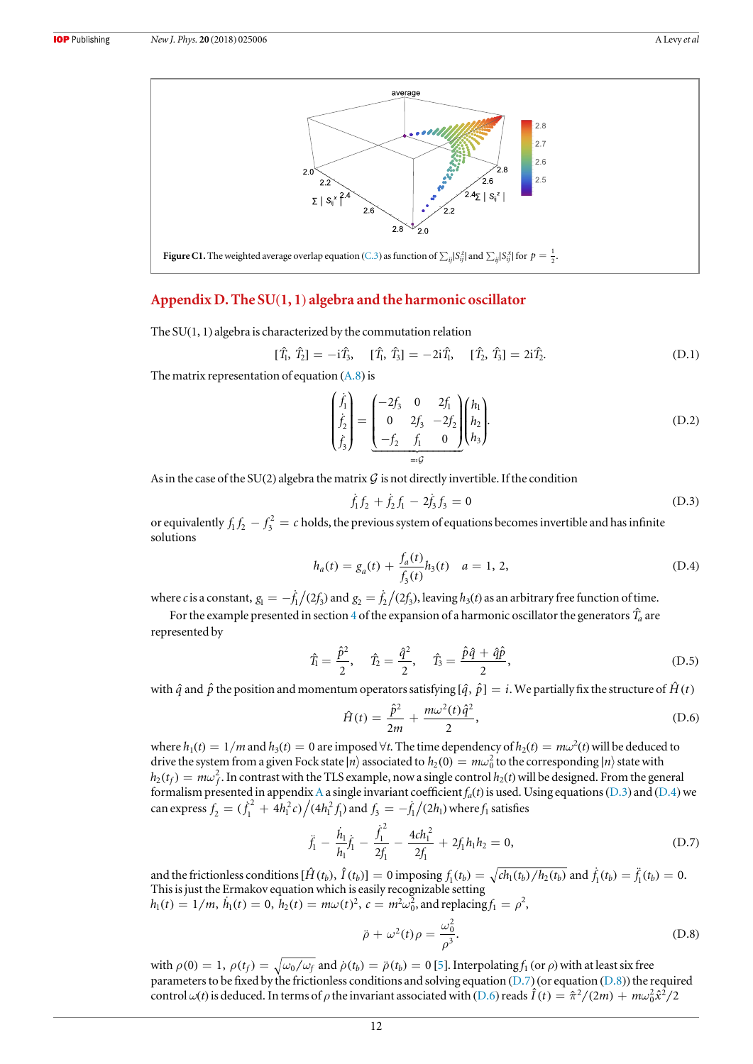**Figure C1.** The weighted average overlap equation (C.3) as function of $\sum_{ij}|S_{ij}^z|$ and $\sum_{ij}|S_{ij}^x|$ for $p = \frac{1}{2}$.

## Appendix D. The SU(1, 1) algebra and the harmonic oscillator

The SU(1, 1) algebra is characterized by the commutation relation

$$[\hat{T}_1, \hat{T}_2] = -\mathrm{i}\hat{T}_3, \quad [\hat{T}_1, \hat{T}_3] = -2\mathrm{i}\hat{T}_1, \quad [\hat{T}_2, \hat{T}_3] = 2\mathrm{i}\hat{T}_2. \tag{D.1}$$

The matrix representation of equation (A.8) is

$$\begin{pmatrix} \dot{f}_1 \\ \dot{f}_2 \\ \dot{f}_3 \end{pmatrix} = \underbrace{\begin{pmatrix} -2f_3 & 0 & 2f_1 \\ 0 & 2f_3 & -2f_2 \\ -f_2 & f_1 & 0 \end{pmatrix}}_{=:\mathcal{G}} \begin{pmatrix} h_1 \\ h_2 \\ h_3 \end{pmatrix}. \tag{D.2}$$

As in the case of the SU(2) algebra the matrix $\mathcal{G}$ is not directly invertible. If the condition

$$\dot{f}_1 f_2 + \dot{f}_2 f_1 - 2\dot{f}_3 f_3 = 0 \tag{D.3}$$

or equivalently $f_1 f_2 - f_3^2 = c$ holds, the previous system of equations becomes invertible and has infinite solutions

$$h_a(t) = g_a(t) + \frac{f_a(t)}{f_3(t)} h_3(t) \quad a = 1, 2, \tag{D.4}$$

where $c$ is a constant, $g_1 = -\dot{f}_1/(2f_3)$ and $g_2 = \dot{f}_2/(2f_3)$, leaving $h_3(t)$ as an arbitrary free function of time.

For the example presented in section 4 of the expansion of a harmonic oscillator the generators $\hat{T}_a$ are represented by

$$\hat{T}_1 = \frac{\hat{p}^2}{2}, \quad \hat{T}_2 = \frac{\hat{q}^2}{2}, \quad \hat{T}_3 = \frac{\hat{p}\hat{q} + \hat{q}\hat{p}}{2}, \tag{D.5}$$

with $\hat{q}$ and $\hat{p}$ the position and momentum operators satisfying $[\hat{q}, \hat{p}] = i$. We partially fix the structure of $\hat{H}(t)$

$$\hat{H}(t) = \frac{\hat{p}^2}{2m} + \frac{m\omega^2(t)\hat{q}^2}{2}, \tag{D.6}$$

where $h_1(t) = 1/m$ and $h_3(t) = 0$ are imposed $\forall t$. The time dependency of $h_2(t) = m\omega^2(t)$ will be deduced to drive the system from a given Fock state $|n\rangle$ associated to $h_2(0) = m\omega_0^2$ to the corresponding $|n\rangle$ state with $h_2(t_f) = m\omega_f^2$. In contrast with the TLS example, now a single control $h_2(t)$ will be designed. From the general formalism presented in appendix A a single invariant coefficient $f_a(t)$ is used. Using equations (D.3) and (D.4) we can express $f_2 = (\dot{f}_1^2 + 4h_1^2 c)/(4h_1^2 f_1)$ and $f_3 = -\dot{f}_1/(2h_1)$ where $f_1$ satisfies

$$\ddot{f}_1 - \frac{\dot{h}_1}{h_1}\dot{f}_1 - \frac{\dot{f}_1^2}{2f_1} - \frac{4ch_1^2}{2f_1} + 2f_1 h_1 h_2 = 0, \tag{D.7}$$

and the frictionless conditions $[\hat{H}(t_b), \hat{I}(t_b)] = 0$ imposing $f_1(t_b) = \sqrt{ch_1(t_b)/h_2(t_b)}$ and $\dot{f}_1(t_b) = \ddot{f}_1(t_b) = 0$. This is just the Ermakov equation which is easily recognizable setting $h_1(t) = 1/m,\ \dot{h}_1(t) = 0,\ h_2(t) = m\omega(t)^2,\ c = m^2\omega_0^2$, and replacing $f_1 = \rho^2$,

$$\ddot{\rho} + \omega^2(t)\rho = \frac{\omega_0^2}{\rho^3}. \tag{D.8}$$

with $\rho(0) = 1,\ \rho(t_f) = \sqrt{\omega_0/\omega_f}$ and $\dot{\rho}(t_b) = \ddot{\rho}(t_b) = 0$ [5]. Interpolating $f_1$ (or $\rho$) with at least six free parameters to be fixed by the frictionless conditions and solving equation (D.7) (or equation (D.8)) the required control $\omega(t)$ is deduced. In terms of $\rho$ the invariant associated with (D.6) reads $\hat{I}(t) = \hat{\pi}^2/(2m) + m\omega_0^2\hat{x}^2/2$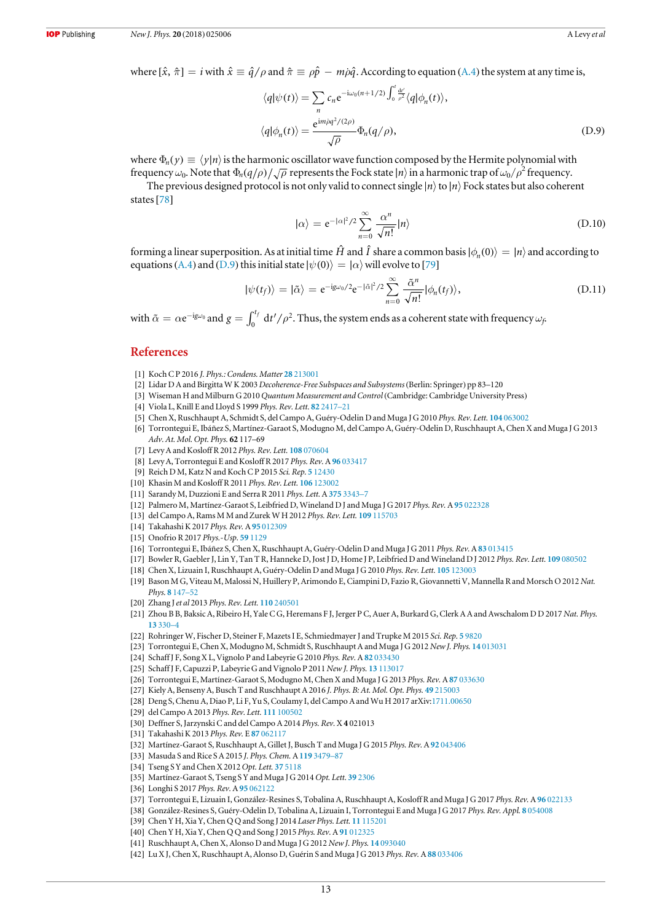where $[\hat{x}, \hat{\pi}] = i$ with $\hat{x} \equiv \hat{q}/\rho$ and $\hat{\pi} \equiv \rho\hat{p} - m\dot{\rho}\hat{q}$. According to equation (A.4) the system at any time is,

$$\langle q|\psi(t)\rangle = \sum_n c_n \mathrm{e}^{-\mathrm{i}\omega_0(n+1/2)\int_0^t \frac{\mathrm{d}t'}{\rho^2}} \langle q|\phi_n(t)\rangle,$$
$$\langle q|\phi_n(t)\rangle = \frac{\mathrm{e}^{\mathrm{i}m\dot{\rho}q^2/(2\rho)}}{\sqrt{\rho}}\Phi_n(q/\rho), \tag{D.9}$$

where $\Phi_n(y) \equiv \langle y|n\rangle$ is the harmonic oscillator wave function composed by the Hermite polynomial with frequency $\omega_0$. Note that $\Phi_n(q/\rho)/\sqrt{\rho}$ represents the Fock state $|n\rangle$ in a harmonic trap of $\omega_0/\rho^2$ frequency.

The previous designed protocol is not only valid to connect single $|n\rangle$ to $|n\rangle$ Fock states but also coherent states [78]

$$|\alpha\rangle = \mathrm{e}^{-|\alpha|^2/2}\sum_{n=0}^{\infty}\frac{\alpha^n}{\sqrt{n!}}|n\rangle \tag{D.10}$$

forming a linear superposition. As at initial time $\hat{H}$ and $\hat{I}$ share a common basis $|\phi_n(0)\rangle = |n\rangle$ and according to equations (A.4) and (D.9) this initial state $|\psi(0)\rangle = |\alpha\rangle$ will evolve to [79]

$$|\psi(t_f)\rangle = |\tilde{\alpha}\rangle = \mathrm{e}^{-\mathrm{i}g\omega_0/2}\mathrm{e}^{-|\tilde{\alpha}|^2/2}\sum_{n=0}^{\infty}\frac{\tilde{\alpha}^n}{\sqrt{n!}}|\phi_n(t_f)\rangle, \tag{D.11}$$

with $\tilde{\alpha} = \alpha\mathrm{e}^{-\mathrm{i}g\omega_0}$ and $g = \int_0^{t_f} \mathrm{d}t'/\rho^2$. Thus, the system ends as a coherent state with frequency $\omega_f$.

## References

[1] Koch C P 2016 *J. Phys.: Condens. Matter* **28** 213001
[2] Lidar D A and Birgitta W K 2003 *Decoherence-Free Subspaces and Subsystems* (Berlin: Springer) pp 83–120
[3] Wiseman H and Milburn G 2010 *Quantum Measurement and Control* (Cambridge: Cambridge University Press)
[4] Viola L, Knill E and Lloyd S 1999 *Phys. Rev. Lett.* **82** 2417–21
[5] Chen X, Ruschhaupt A, Schmidt S, del Campo A, Guéry-Odelin D and Muga J G 2010 *Phys. Rev. Lett.* **104** 063002
[6] Torrontegui E, Ibáñez S, Martínez-Garaot S, Modugno M, del Campo A, Guéry-Odelin D, Ruschhaupt A, Chen X and Muga J G 2013 *Adv. At. Mol. Opt. Phys.* **62** 117–69
[7] Levy A and Kosloff R 2012 *Phys. Rev. Lett.* **108** 070604
[8] Levy A, Torrontegui E and Kosloff R 2017 *Phys. Rev.* A **96** 033417
[9] Reich D M, Katz N and Koch C P 2015 *Sci. Rep.* **5** 12430
[10] Khasin M and Kosloff R 2011 *Phys. Rev. Lett.* **106** 123002
[11] Sarandy M, Duzzioni E and Serra R 2011 *Phys. Lett.* A **375** 3343–7
[12] Palmero M, Martínez-Garaot S, Leibfried D, Wineland D J and Muga J G 2017 *Phys. Rev.* A **95** 022328
[13] del Campo A, Rams M M and Zurek W H 2012 *Phys. Rev. Lett.* **109** 115703
[14] Takahashi K 2017 *Phys. Rev.* A **95** 012309
[15] Onofrio R 2017 *Phys.-Usp.* **59** 1129
[16] Torrontegui E, Ibáñez S, Chen X, Ruschhaupt A, Guéry-Odelin D and Muga J G 2011 *Phys. Rev.* A **83** 013415
[17] Bowler R, Gaebler J, Lin Y, Tan T R, Hanneke D, Jost J D, Home J P, Leibfried D and Wineland D J 2012 *Phys. Rev. Lett.* **109** 080502
[18] Chen X, Lizuain I, Ruschhaupt A, Guéry-Odelin D and Muga J G 2010 *Phys. Rev. Lett.* **105** 123003
[19] Bason M G, Viteau M, Malossi N, Huillery P, Arimondo E, Ciampini D, Fazio R, Giovannetti V, Mannella R and Morsch O 2012 *Nat. Phys.* **8** 147–52
[20] Zhang J *et al* 2013 *Phys. Rev. Lett.* **110** 240501
[21] Zhou B B, Baksic A, Ribeiro H, Yale C G, Heremans F J, Jerger P C, Auer A, Burkard G, Clerk A A and Awschalom D D 2017 *Nat. Phys.* **13** 330–4
[22] Rohringer W, Fischer D, Steiner F, Mazets I E, Schmiedmayer J and Trupke M 2015 *Sci. Rep.* **5** 9820
[23] Torrontegui E, Chen X, Modugno M, Schmidt S, Ruschhaupt A and Muga J G 2012 *New J. Phys.* **14** 013031
[24] Schaff J F, Song X L, Vignolo P and Labeyrie G 2010 *Phys. Rev.* A **82** 033430
[25] Schaff J F, Capuzzi P, Labeyrie G and Vignolo P 2011 *New J. Phys.* **13** 113017
[26] Torrontegui E, Martínez-Garaot S, Modugno M, Chen X and Muga J G 2013 *Phys. Rev.* A **87** 033630
[27] Kiely A, Benseny A, Busch T and Ruschhaupt A 2016 *J. Phys. B: At. Mol. Opt. Phys.* **49** 215003
[28] Deng S, Chenu A, Diao P, Li F, Yu S, Coulamy I, del Campo A and Wu H 2017 arXiv:1711.00650
[29] del Campo A 2013 *Phys. Rev. Lett.* **111** 100502
[30] Deffner S, Jarzynski C and del Campo A 2014 *Phys. Rev.* X **4** 021013
[31] Takahashi K 2013 *Phys. Rev.* E **87** 062117
[32] Martínez-Garaot S, Ruschhaupt A, Gillet J, Busch T and Muga J G 2015 *Phys. Rev.* A **92** 043406
[33] Masuda S and Rice S A 2015 *J. Phys. Chem.* A **119** 3479–87
[34] Tseng S Y and Chen X 2012 *Opt. Lett.* **37** 5118
[35] Martínez-Garaot S, Tseng S Y and Muga J G 2014 *Opt. Lett.* **39** 2306
[36] Longhi S 2017 *Phys. Rev.* A **95** 062122
[37] Torrontegui E, Lizuain I, González-Resines S, Tobalina A, Ruschhaupt A, Kosloff R and Muga J G 2017 *Phys. Rev.* A **96** 022133
[38] González-Resines S, Guéry-Odelin D, Tobalina A, Lizuain I, Torrontegui E and Muga J G 2017 *Phys. Rev. Appl.* **8** 054008
[39] Chen Y H, Xia Y, Chen Q Q and Song J 2014 *Laser Phys. Lett.* **11** 115201
[40] Chen Y H, Xia Y, Chen Q Q and Song J 2015 *Phys. Rev.* A **91** 012325
[41] Ruschhaupt A, Chen X, Alonso D and Muga J G 2012 *New J. Phys.* **14** 093040
[42] Lu X J, Chen X, Ruschhaupt A, Alonso D, Guérin S and Muga J G 2013 *Phys. Rev.* A **88** 033406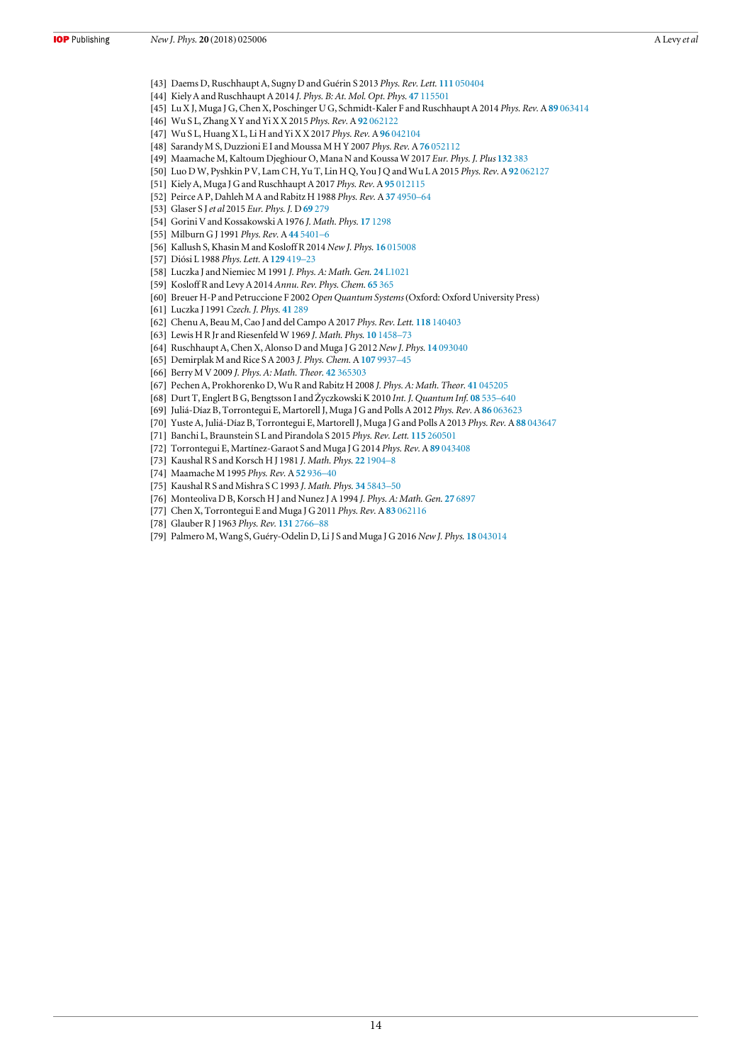[43] Daems D, Ruschhaupt A, Sugny D and Guérin S 2013 *Phys. Rev. Lett.* **111** 050404

[44] Kiely A and Ruschhaupt A 2014 *J. Phys. B: At. Mol. Opt. Phys.* **47** 115501

[45] Lu X J, Muga J G, Chen X, Poschinger U G, Schmidt-Kaler F and Ruschhaupt A 2014 *Phys. Rev.* A **89** 063414

[46] Wu S L, Zhang X Y and Yi X X 2015 *Phys. Rev.* A **92** 062122

[47] Wu S L, Huang X L, Li H and Yi X X 2017 *Phys. Rev.* A **96** 042104

[48] Sarandy M S, Duzzioni E I and Moussa M H Y 2007 *Phys. Rev.* A **76** 052112

[49] Maamache M, Kaltoum Djeghiour O, Mana N and Koussa W 2017 *Eur. Phys. J. Plus* **132** 383

[50] Luo D W, Pyshkin P V, Lam C H, Yu T, Lin H Q, You J Q and Wu L A 2015 *Phys. Rev.* A **92** 062127

[51] Kiely A, Muga J G and Ruschhaupt A 2017 *Phys. Rev.* A **95** 012115

[52] Peirce A P, Dahleh M A and Rabitz H 1988 *Phys. Rev.* A **37** 4950–64

[53] Glaser S J *et al* 2015 *Eur. Phys. J.* D **69** 279

[54] Gorini V and Kossakowski A 1976 *J. Math. Phys.* **17** 1298

[55] Milburn G J 1991 *Phys. Rev.* A **44** 5401–6

[56] Kallush S, Khasin M and Kosloff R 2014 *New J. Phys.* **16** 015008

[57] Diósi L 1988 *Phys. Lett.* A **129** 419–23

[58] Luczka J and Niemiec M 1991 *J. Phys. A: Math. Gen.* **24** L1021

[59] Kosloff R and Levy A 2014 *Annu. Rev. Phys. Chem.* **65** 365

[60] Breuer H-P and Petruccione F 2002 *Open Quantum Systems* (Oxford: Oxford University Press)

[61] Luczka J 1991 *Czech. J. Phys.* **41** 289

[62] Chenu A, Beau M, Cao J and del Campo A 2017 *Phys. Rev. Lett.* **118** 140403

[63] Lewis H R Jr and Riesenfeld W 1969 *J. Math. Phys.* **10** 1458–73

[64] Ruschhaupt A, Chen X, Alonso D and Muga J G 2012 *New J. Phys.* **14** 093040

[65] Demirplak M and Rice S A 2003 *J. Phys. Chem.* A **107** 9937–45

[66] Berry M V 2009 *J. Phys. A: Math. Theor.* **42** 365303

[67] Pechen A, Prokhorenko D, Wu R and Rabitz H 2008 *J. Phys. A: Math. Theor.* **41** 045205

[68] Durt T, Englert B G, Bengtsson I and Życzkowski K 2010 *Int. J. Quantum Inf.* **08** 535–640

[69] Juliá-Díaz B, Torrontegui E, Martorell J, Muga J G and Polls A 2012 *Phys. Rev.* A **86** 063623

[70] Yuste A, Juliá-Díaz B, Torrontegui E, Martorell J, Muga J G and Polls A 2013 *Phys. Rev.* A **88** 043647

[71] Banchi L, Braunstein S L and Pirandola S 2015 *Phys. Rev. Lett.* **115** 260501

[72] Torrontegui E, Martínez-Garaot S and Muga J G 2014 *Phys. Rev.* A **89** 043408

[73] Kaushal R S and Korsch H J 1981 *J. Math. Phys.* **22** 1904–8

[74] Maamache M 1995 *Phys. Rev.* A **52** 936–40

[75] Kaushal R S and Mishra S C 1993 *J. Math. Phys.* **34** 5843–50

[76] Monteoliva D B, Korsch H J and Nunez J A 1994 *J. Phys. A: Math. Gen.* **27** 6897

[77] Chen X, Torrontegui E and Muga J G 2011 *Phys. Rev.* A **83** 062116

[78] Glauber R J 1963 *Phys. Rev.* **131** 2766–88

[79] Palmero M, Wang S, Guéry-Odelin D, Li J S and Muga J G 2016 *New J. Phys.* **18** 043014